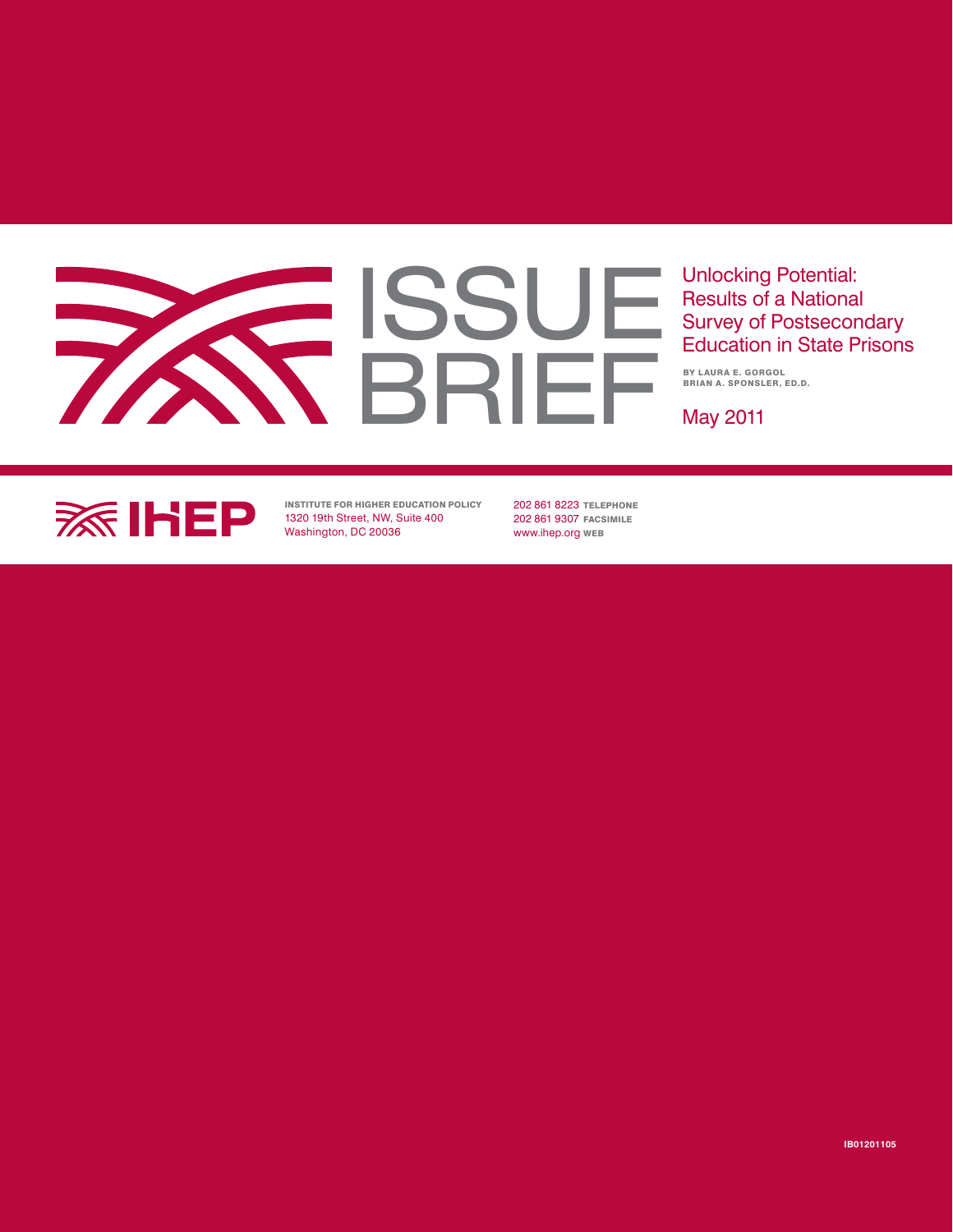# ISSUE BRIEF

## Unlocking Potential: Results of a National Survey of Postsecondary Education in State Prisons

BY LAURA E. GORGOL
BRIAN A. SPONSLER, ED.D.

May 2011

IHEP

INSTITUTE FOR HIGHER EDUCATION POLICY
1320 19th Street, NW, Suite 400
Washington, DC 20036

202 861 8223 TELEPHONE
202 861 9307 FACSIMILE
www.ihep.org WEB

IB01201105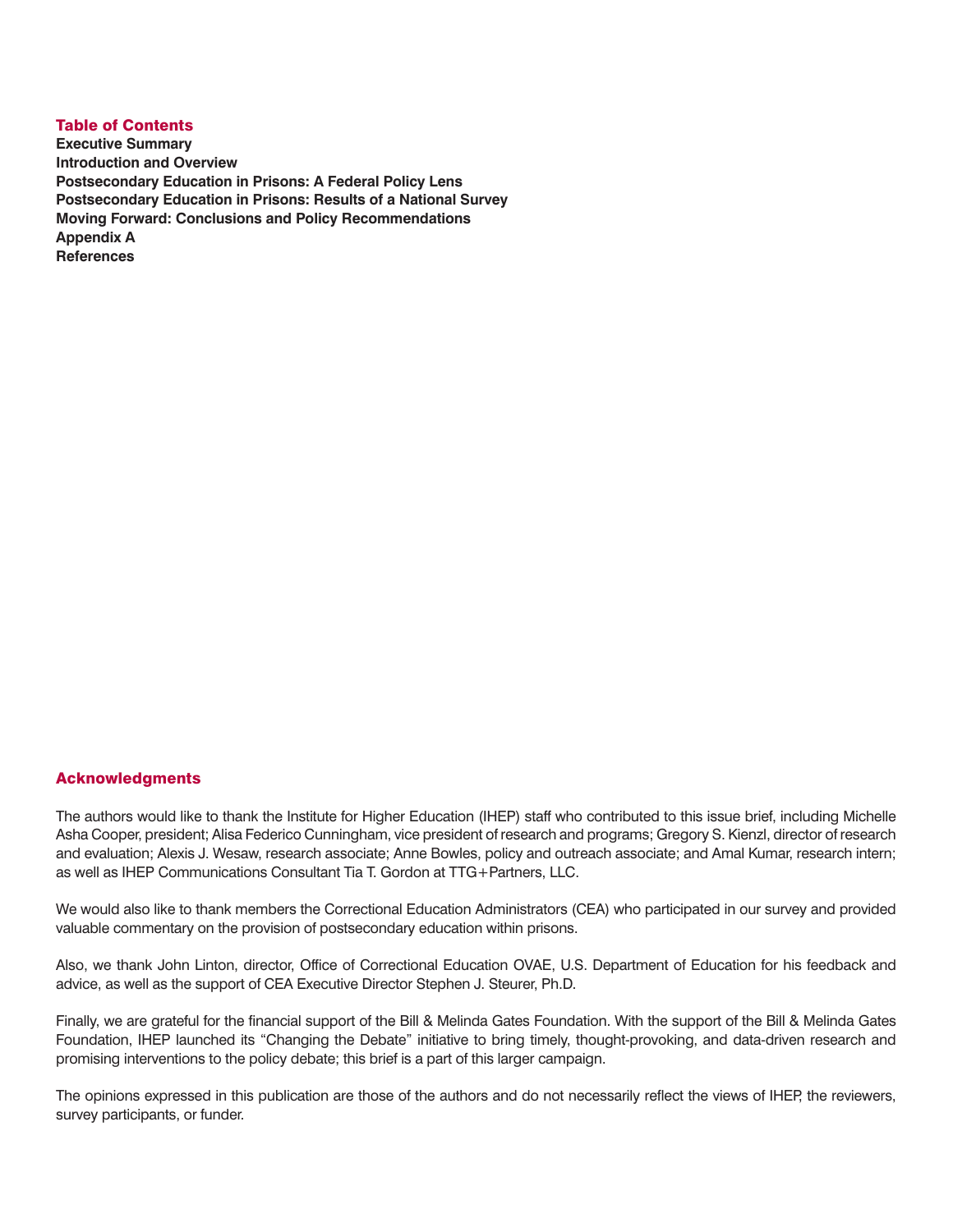## Table of Contents

**Executive Summary**
**Introduction and Overview**
**Postsecondary Education in Prisons: A Federal Policy Lens**
**Postsecondary Education in Prisons: Results of a National Survey**
**Moving Forward: Conclusions and Policy Recommendations**
**Appendix A**
**References**

## Acknowledgments

The authors would like to thank the Institute for Higher Education (IHEP) staff who contributed to this issue brief, including Michelle Asha Cooper, president; Alisa Federico Cunningham, vice president of research and programs; Gregory S. Kienzl, director of research and evaluation; Alexis J. Wesaw, research associate; Anne Bowles, policy and outreach associate; and Amal Kumar, research intern; as well as IHEP Communications Consultant Tia T. Gordon at TTG+Partners, LLC.

We would also like to thank members the Correctional Education Administrators (CEA) who participated in our survey and provided valuable commentary on the provision of postsecondary education within prisons.

Also, we thank John Linton, director, Office of Correctional Education OVAE, U.S. Department of Education for his feedback and advice, as well as the support of CEA Executive Director Stephen J. Steurer, Ph.D.

Finally, we are grateful for the financial support of the Bill & Melinda Gates Foundation. With the support of the Bill & Melinda Gates Foundation, IHEP launched its "Changing the Debate" initiative to bring timely, thought-provoking, and data-driven research and promising interventions to the policy debate; this brief is a part of this larger campaign.

The opinions expressed in this publication are those of the authors and do not necessarily reflect the views of IHEP, the reviewers, survey participants, or funder.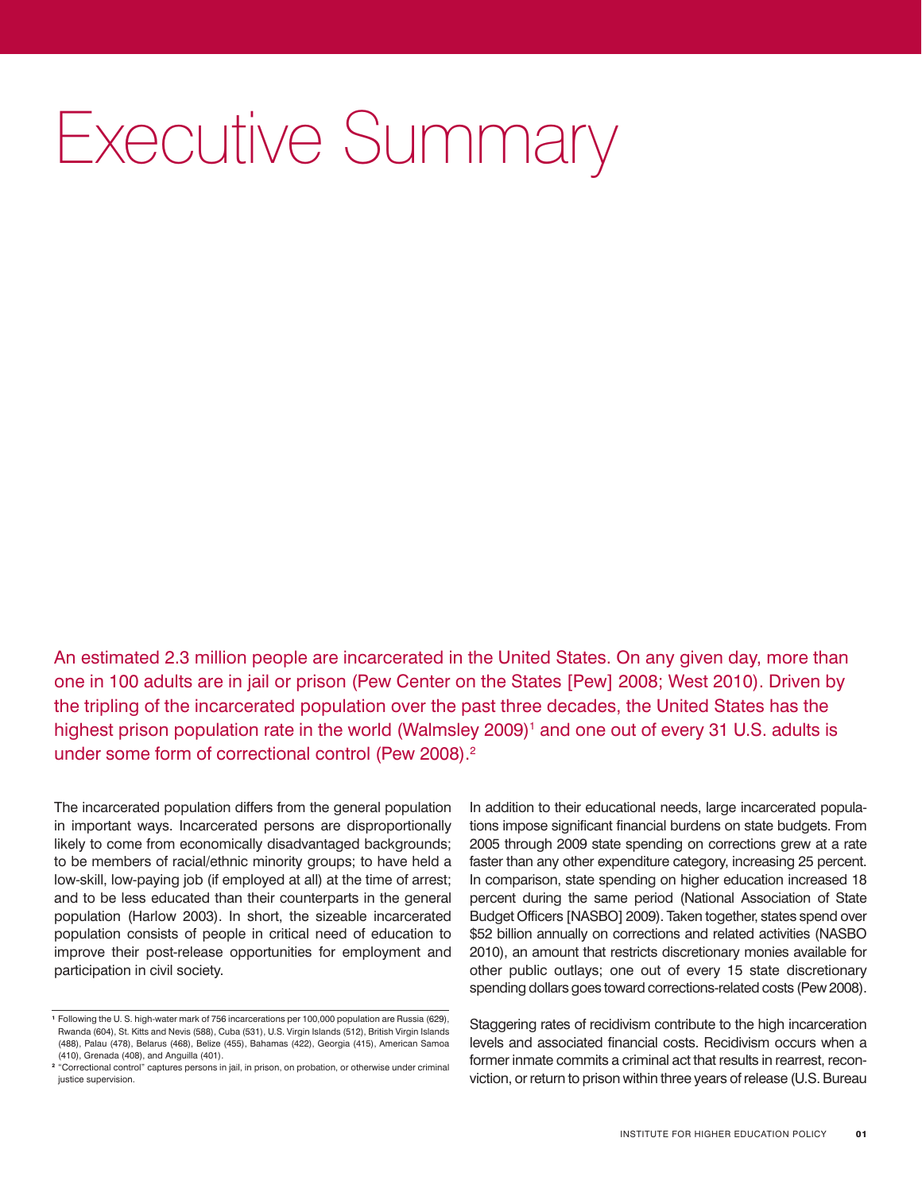# Executive Summary

An estimated 2.3 million people are incarcerated in the United States. On any given day, more than one in 100 adults are in jail or prison (Pew Center on the States [Pew] 2008; West 2010). Driven by the tripling of the incarcerated population over the past three decades, the United States has the highest prison population rate in the world (Walmsley 2009)[1] and one out of every 31 U.S. adults is under some form of correctional control (Pew 2008).[2]

The incarcerated population differs from the general population in important ways. Incarcerated persons are disproportionally likely to come from economically disadvantaged backgrounds; to be members of racial/ethnic minority groups; to have held a low-skill, low-paying job (if employed at all) at the time of arrest; and to be less educated than their counterparts in the general population (Harlow 2003). In short, the sizeable incarcerated population consists of people in critical need of education to improve their post-release opportunities for employment and participation in civil society.

In addition to their educational needs, large incarcerated populations impose significant financial burdens on state budgets. From 2005 through 2009 state spending on corrections grew at a rate faster than any other expenditure category, increasing 25 percent. In comparison, state spending on higher education increased 18 percent during the same period (National Association of State Budget Officers [NASBO] 2009). Taken together, states spend over $52 billion annually on corrections and related activities (NASBO 2010), an amount that restricts discretionary monies available for other public outlays; one out of every 15 state discretionary spending dollars goes toward corrections-related costs (Pew 2008).

Staggering rates of recidivism contribute to the high incarceration levels and associated financial costs. Recidivism occurs when a former inmate commits a criminal act that results in rearrest, reconviction, or return to prison within three years of release (U.S. Bureau

[1] Following the U. S. high-water mark of 756 incarcerations per 100,000 population are Russia (629), Rwanda (604), St. Kitts and Nevis (588), Cuba (531), U.S. Virgin Islands (512), British Virgin Islands (488), Palau (478), Belarus (468), Belize (455), Bahamas (422), Georgia (415), American Samoa (410), Grenada (408), and Anguilla (401).

[2] "Correctional control" captures persons in jail, in prison, on probation, or otherwise under criminal justice supervision.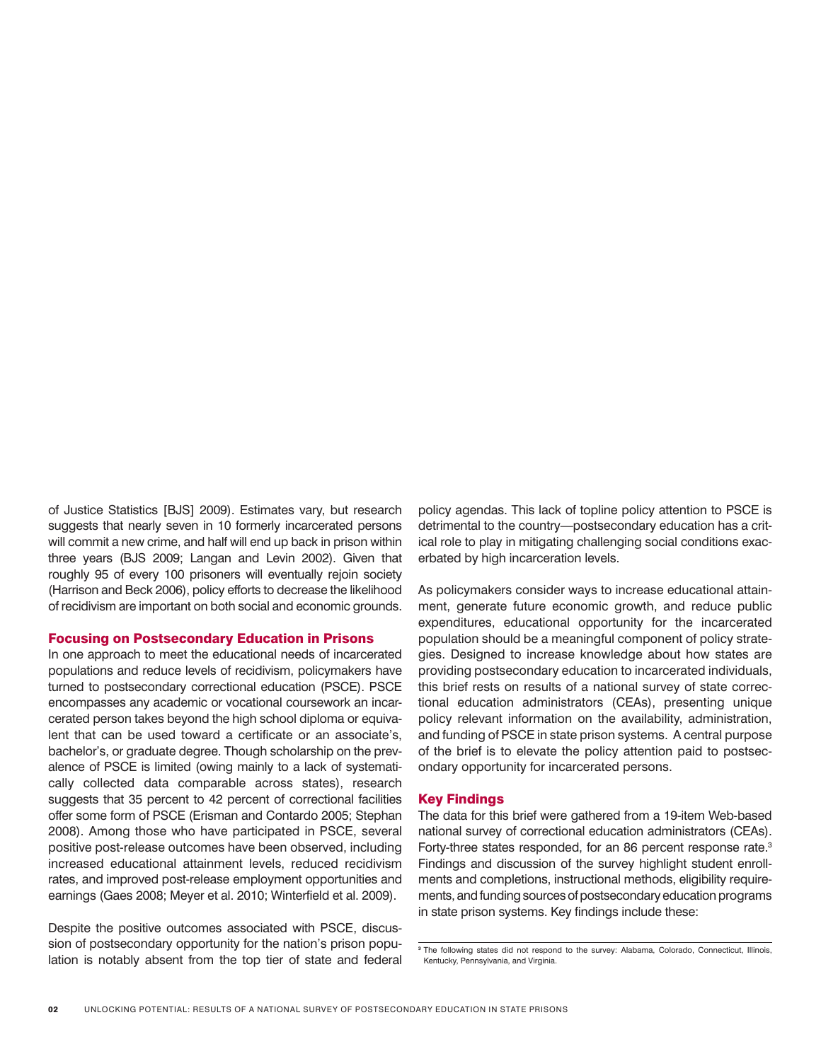of Justice Statistics [BJS] 2009). Estimates vary, but research suggests that nearly seven in 10 formerly incarcerated persons will commit a new crime, and half will end up back in prison within three years (BJS 2009; Langan and Levin 2002). Given that roughly 95 of every 100 prisoners will eventually rejoin society (Harrison and Beck 2006), policy efforts to decrease the likelihood of recidivism are important on both social and economic grounds.

## Focusing on Postsecondary Education in Prisons

In one approach to meet the educational needs of incarcerated populations and reduce levels of recidivism, policymakers have turned to postsecondary correctional education (PSCE). PSCE encompasses any academic or vocational coursework an incarcerated person takes beyond the high school diploma or equivalent that can be used toward a certificate or an associate's, bachelor's, or graduate degree. Though scholarship on the prevalence of PSCE is limited (owing mainly to a lack of systematically collected data comparable across states), research suggests that 35 percent to 42 percent of correctional facilities offer some form of PSCE (Erisman and Contardo 2005; Stephan 2008). Among those who have participated in PSCE, several positive post-release outcomes have been observed, including increased educational attainment levels, reduced recidivism rates, and improved post-release employment opportunities and earnings (Gaes 2008; Meyer et al. 2010; Winterfield et al. 2009).

Despite the positive outcomes associated with PSCE, discussion of postsecondary opportunity for the nation's prison population is notably absent from the top tier of state and federal policy agendas. This lack of topline policy attention to PSCE is detrimental to the country—postsecondary education has a critical role to play in mitigating challenging social conditions exacerbated by high incarceration levels.

As policymakers consider ways to increase educational attainment, generate future economic growth, and reduce public expenditures, educational opportunity for the incarcerated population should be a meaningful component of policy strategies. Designed to increase knowledge about how states are providing postsecondary education to incarcerated individuals, this brief rests on results of a national survey of state correctional education administrators (CEAs), presenting unique policy relevant information on the availability, administration, and funding of PSCE in state prison systems. A central purpose of the brief is to elevate the policy attention paid to postsecondary opportunity for incarcerated persons.

## Key Findings

The data for this brief were gathered from a 19-item Web-based national survey of correctional education administrators (CEAs). Forty-three states responded, for an 86 percent response rate.[3] Findings and discussion of the survey highlight student enrollments and completions, instructional methods, eligibility requirements, and funding sources of postsecondary education programs in state prison systems. Key findings include these:

[3] The following states did not respond to the survey: Alabama, Colorado, Connecticut, Illinois, Kentucky, Pennsylvania, and Virginia.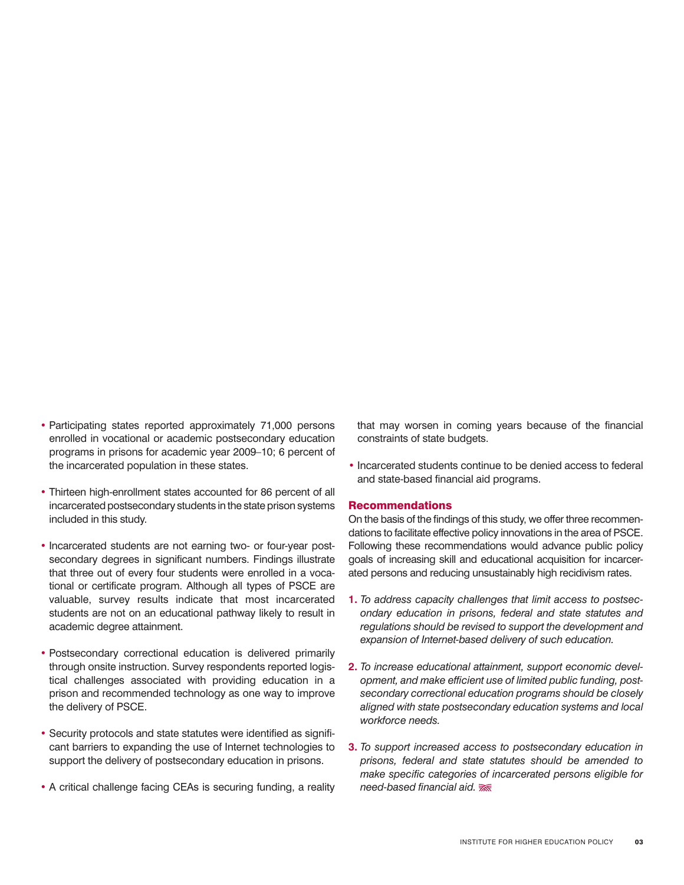- Participating states reported approximately 71,000 persons enrolled in vocational or academic postsecondary education programs in prisons for academic year 2009–10; 6 percent of the incarcerated population in these states.

- Thirteen high-enrollment states accounted for 86 percent of all incarcerated postsecondary students in the state prison systems included in this study.

- Incarcerated students are not earning two- or four-year postsecondary degrees in significant numbers. Findings illustrate that three out of every four students were enrolled in a vocational or certificate program. Although all types of PSCE are valuable, survey results indicate that most incarcerated students are not on an educational pathway likely to result in academic degree attainment.

- Postsecondary correctional education is delivered primarily through onsite instruction. Survey respondents reported logistical challenges associated with providing education in a prison and recommended technology as one way to improve the delivery of PSCE.

- Security protocols and state statutes were identified as significant barriers to expanding the use of Internet technologies to support the delivery of postsecondary education in prisons.

- A critical challenge facing CEAs is securing funding, a reality that may worsen in coming years because of the financial constraints of state budgets.

- Incarcerated students continue to be denied access to federal and state-based financial aid programs.

## Recommendations

On the basis of the findings of this study, we offer three recommendations to facilitate effective policy innovations in the area of PSCE. Following these recommendations would advance public policy goals of increasing skill and educational acquisition for incarcerated persons and reducing unsustainably high recidivism rates.

1. *To address capacity challenges that limit access to postsecondary education in prisons, federal and state statutes and regulations should be revised to support the development and expansion of Internet-based delivery of such education.*

2. *To increase educational attainment, support economic development, and make efficient use of limited public funding, postsecondary correctional education programs should be closely aligned with state postsecondary education systems and local workforce needs.*

3. *To support increased access to postsecondary education in prisons, federal and state statutes should be amended to make specific categories of incarcerated persons eligible for need-based financial aid.*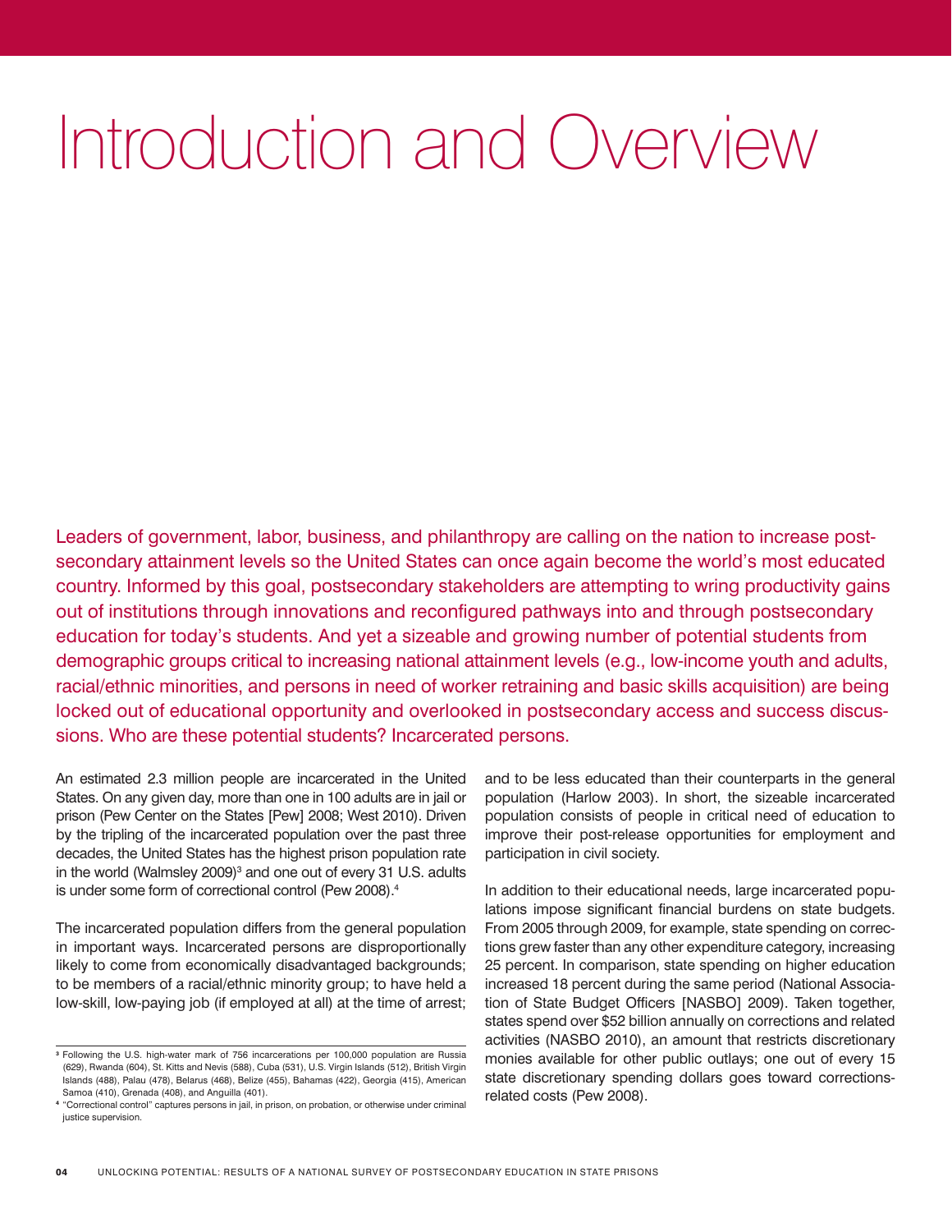# Introduction and Overview

Leaders of government, labor, business, and philanthropy are calling on the nation to increase postsecondary attainment levels so the United States can once again become the world's most educated country. Informed by this goal, postsecondary stakeholders are attempting to wring productivity gains out of institutions through innovations and reconfigured pathways into and through postsecondary education for today's students. And yet a sizeable and growing number of potential students from demographic groups critical to increasing national attainment levels (e.g., low-income youth and adults, racial/ethnic minorities, and persons in need of worker retraining and basic skills acquisition) are being locked out of educational opportunity and overlooked in postsecondary access and success discussions. Who are these potential students? Incarcerated persons.

An estimated 2.3 million people are incarcerated in the United States. On any given day, more than one in 100 adults are in jail or prison (Pew Center on the States [Pew] 2008; West 2010). Driven by the tripling of the incarcerated population over the past three decades, the United States has the highest prison population rate in the world (Walmsley 2009)[3] and one out of every 31 U.S. adults is under some form of correctional control (Pew 2008).[4]

The incarcerated population differs from the general population in important ways. Incarcerated persons are disproportionally likely to come from economically disadvantaged backgrounds; to be members of a racial/ethnic minority group; to have held a low-skill, low-paying job (if employed at all) at the time of arrest; and to be less educated than their counterparts in the general population (Harlow 2003). In short, the sizeable incarcerated population consists of people in critical need of education to improve their post-release opportunities for employment and participation in civil society.

In addition to their educational needs, large incarcerated populations impose significant financial burdens on state budgets. From 2005 through 2009, for example, state spending on corrections grew faster than any other expenditure category, increasing 25 percent. In comparison, state spending on higher education increased 18 percent during the same period (National Association of State Budget Officers [NASBO] 2009). Taken together, states spend over $52 billion annually on corrections and related activities (NASBO 2010), an amount that restricts discretionary monies available for other public outlays; one out of every 15 state discretionary spending dollars goes toward corrections-related costs (Pew 2008).

[3] Following the U.S. high-water mark of 756 incarcerations per 100,000 population are Russia (629), Rwanda (604), St. Kitts and Nevis (588), Cuba (531), U.S. Virgin Islands (512), British Virgin Islands (488), Palau (478), Belarus (468), Belize (455), Bahamas (422), Georgia (415), American Samoa (410), Grenada (408), and Anguilla (401).

[4] "Correctional control" captures persons in jail, in prison, on probation, or otherwise under criminal justice supervision.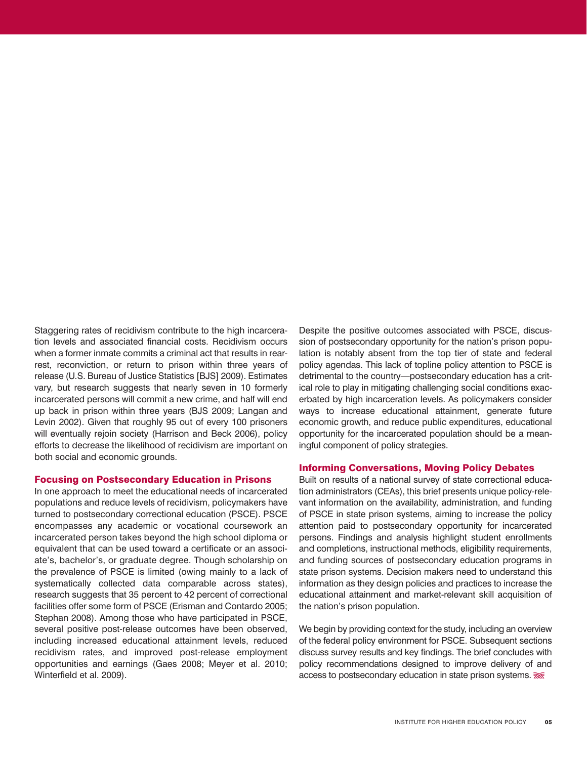Staggering rates of recidivism contribute to the high incarceration levels and associated financial costs. Recidivism occurs when a former inmate commits a criminal act that results in rearrest, reconviction, or return to prison within three years of release (U.S. Bureau of Justice Statistics [BJS] 2009). Estimates vary, but research suggests that nearly seven in 10 formerly incarcerated persons will commit a new crime, and half will end up back in prison within three years (BJS 2009; Langan and Levin 2002). Given that roughly 95 out of every 100 prisoners will eventually rejoin society (Harrison and Beck 2006), policy efforts to decrease the likelihood of recidivism are important on both social and economic grounds.

## Focusing on Postsecondary Education in Prisons

In one approach to meet the educational needs of incarcerated populations and reduce levels of recidivism, policymakers have turned to postsecondary correctional education (PSCE). PSCE encompasses any academic or vocational coursework an incarcerated person takes beyond the high school diploma or equivalent that can be used toward a certificate or an associate's, bachelor's, or graduate degree. Though scholarship on the prevalence of PSCE is limited (owing mainly to a lack of systematically collected data comparable across states), research suggests that 35 percent to 42 percent of correctional facilities offer some form of PSCE (Erisman and Contardo 2005; Stephan 2008). Among those who have participated in PSCE, several positive post-release outcomes have been observed, including increased educational attainment levels, reduced recidivism rates, and improved post-release employment opportunities and earnings (Gaes 2008; Meyer et al. 2010; Winterfield et al. 2009).

Despite the positive outcomes associated with PSCE, discussion of postsecondary opportunity for the nation's prison population is notably absent from the top tier of state and federal policy agendas. This lack of topline policy attention to PSCE is detrimental to the country—postsecondary education has a critical role to play in mitigating challenging social conditions exacerbated by high incarceration levels. As policymakers consider ways to increase educational attainment, generate future economic growth, and reduce public expenditures, educational opportunity for the incarcerated population should be a meaningful component of policy strategies.

## Informing Conversations, Moving Policy Debates

Built on results of a national survey of state correctional education administrators (CEAs), this brief presents unique policy-relevant information on the availability, administration, and funding of PSCE in state prison systems, aiming to increase the policy attention paid to postsecondary opportunity for incarcerated persons. Findings and analysis highlight student enrollments and completions, instructional methods, eligibility requirements, and funding sources of postsecondary education programs in state prison systems. Decision makers need to understand this information as they design policies and practices to increase the educational attainment and market-relevant skill acquisition of the nation's prison population.

We begin by providing context for the study, including an overview of the federal policy environment for PSCE. Subsequent sections discuss survey results and key findings. The brief concludes with policy recommendations designed to improve delivery of and access to postsecondary education in state prison systems.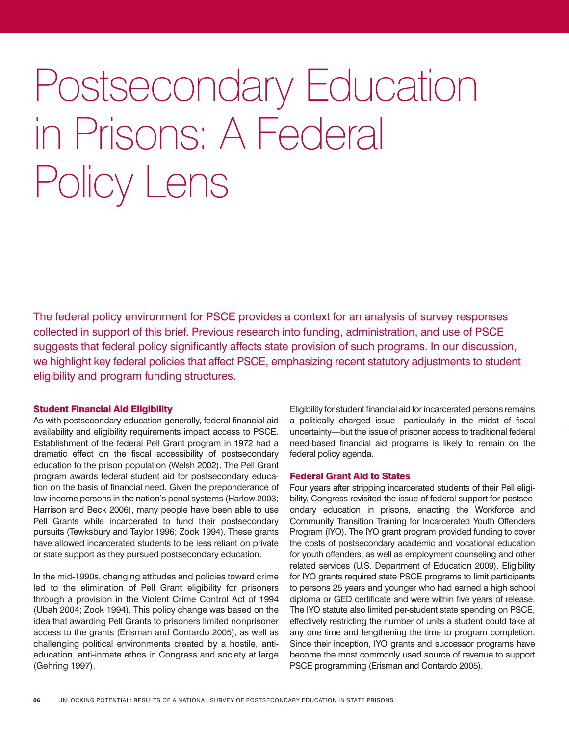# Postsecondary Education in Prisons: A Federal Policy Lens

The federal policy environment for PSCE provides a context for an analysis of survey responses collected in support of this brief. Previous research into funding, administration, and use of PSCE suggests that federal policy significantly affects state provision of such programs. In our discussion, we highlight key federal policies that affect PSCE, emphasizing recent statutory adjustments to student eligibility and program funding structures.

## Student Financial Aid Eligibility

As with postsecondary education generally, federal financial aid availability and eligibility requirements impact access to PSCE. Establishment of the federal Pell Grant program in 1972 had a dramatic effect on the fiscal accessibility of postsecondary education to the prison population (Welsh 2002). The Pell Grant program awards federal student aid for postsecondary education on the basis of financial need. Given the preponderance of low-income persons in the nation's penal systems (Harlow 2003; Harrison and Beck 2006), many people have been able to use Pell Grants while incarcerated to fund their postsecondary pursuits (Tewksbury and Taylor 1996; Zook 1994). These grants have allowed incarcerated students to be less reliant on private or state support as they pursued postsecondary education.

In the mid-1990s, changing attitudes and policies toward crime led to the elimination of Pell Grant eligibility for prisoners through a provision in the Violent Crime Control Act of 1994 (Ubah 2004; Zook 1994). This policy change was based on the idea that awarding Pell Grants to prisoners limited nonprisoner access to the grants (Erisman and Contardo 2005), as well as challenging political environments created by a hostile, anti-education, anti-inmate ethos in Congress and society at large (Gehring 1997).

Eligibility for student financial aid for incarcerated persons remains a politically charged issue—particularly in the midst of fiscal uncertainty—but the issue of prisoner access to traditional federal need-based financial aid programs is likely to remain on the federal policy agenda.

## Federal Grant Aid to States

Four years after stripping incarcerated students of their Pell eligibility, Congress revisited the issue of federal support for postsecondary education in prisons, enacting the Workforce and Community Transition Training for Incarcerated Youth Offenders Program (IYO). The IYO grant program provided funding to cover the costs of postsecondary academic and vocational education for youth offenders, as well as employment counseling and other related services (U.S. Department of Education 2009). Eligibility for IYO grants required state PSCE programs to limit participants to persons 25 years and younger who had earned a high school diploma or GED certificate and were within five years of release. The IYO statute also limited per-student state spending on PSCE, effectively restricting the number of units a student could take at any one time and lengthening the time to program completion. Since their inception, IYO grants and successor programs have become the most commonly used source of revenue to support PSCE programming (Erisman and Contardo 2005).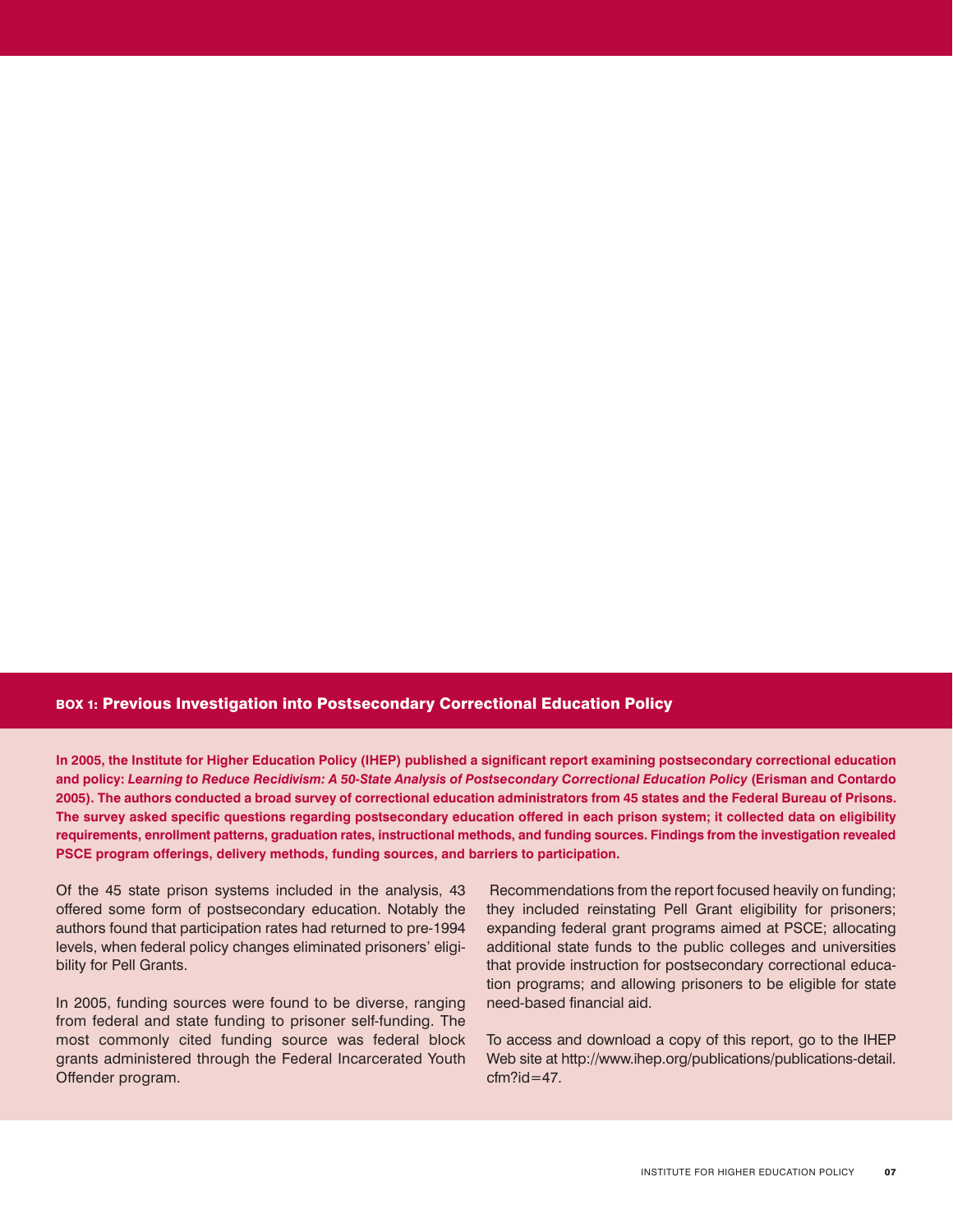## BOX 1: Previous Investigation into Postsecondary Correctional Education Policy

**In 2005, the Institute for Higher Education Policy (IHEP) published a significant report examining postsecondary correctional education and policy: *Learning to Reduce Recidivism: A 50-State Analysis of Postsecondary Correctional Education Policy* (Erisman and Contardo 2005). The authors conducted a broad survey of correctional education administrators from 45 states and the Federal Bureau of Prisons. The survey asked specific questions regarding postsecondary education offered in each prison system; it collected data on eligibility requirements, enrollment patterns, graduation rates, instructional methods, and funding sources. Findings from the investigation revealed PSCE program offerings, delivery methods, funding sources, and barriers to participation.**

Of the 45 state prison systems included in the analysis, 43 offered some form of postsecondary education. Notably the authors found that participation rates had returned to pre-1994 levels, when federal policy changes eliminated prisoners' eligibility for Pell Grants.

In 2005, funding sources were found to be diverse, ranging from federal and state funding to prisoner self-funding. The most commonly cited funding source was federal block grants administered through the Federal Incarcerated Youth Offender program.

Recommendations from the report focused heavily on funding; they included reinstating Pell Grant eligibility for prisoners; expanding federal grant programs aimed at PSCE; allocating additional state funds to the public colleges and universities that provide instruction for postsecondary correctional education programs; and allowing prisoners to be eligible for state need-based financial aid.

To access and download a copy of this report, go to the IHEP Web site at http://www.ihep.org/publications/publications-detail.cfm?id=47.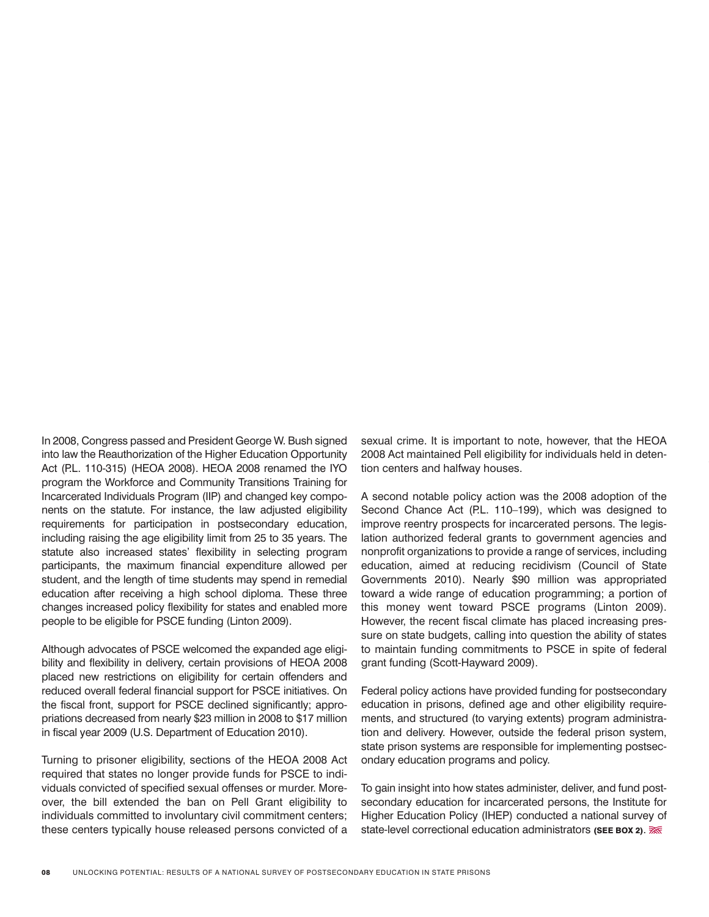In 2008, Congress passed and President George W. Bush signed into law the Reauthorization of the Higher Education Opportunity Act (P.L. 110-315) (HEOA 2008). HEOA 2008 renamed the IYO program the Workforce and Community Transitions Training for Incarcerated Individuals Program (IIP) and changed key components on the statute. For instance, the law adjusted eligibility requirements for participation in postsecondary education, including raising the age eligibility limit from 25 to 35 years. The statute also increased states' flexibility in selecting program participants, the maximum financial expenditure allowed per student, and the length of time students may spend in remedial education after receiving a high school diploma. These three changes increased policy flexibility for states and enabled more people to be eligible for PSCE funding (Linton 2009).

Although advocates of PSCE welcomed the expanded age eligibility and flexibility in delivery, certain provisions of HEOA 2008 placed new restrictions on eligibility for certain offenders and reduced overall federal financial support for PSCE initiatives. On the fiscal front, support for PSCE declined significantly; appropriations decreased from nearly $23 million in 2008 to $17 million in fiscal year 2009 (U.S. Department of Education 2010).

Turning to prisoner eligibility, sections of the HEOA 2008 Act required that states no longer provide funds for PSCE to individuals convicted of specified sexual offenses or murder. Moreover, the bill extended the ban on Pell Grant eligibility to individuals committed to involuntary civil commitment centers; these centers typically house released persons convicted of a sexual crime. It is important to note, however, that the HEOA 2008 Act maintained Pell eligibility for individuals held in detention centers and halfway houses.

A second notable policy action was the 2008 adoption of the Second Chance Act (P.L. 110–199), which was designed to improve reentry prospects for incarcerated persons. The legislation authorized federal grants to government agencies and nonprofit organizations to provide a range of services, including education, aimed at reducing recidivism (Council of State Governments 2010). Nearly $90 million was appropriated toward a wide range of education programming; a portion of this money went toward PSCE programs (Linton 2009). However, the recent fiscal climate has placed increasing pressure on state budgets, calling into question the ability of states to maintain funding commitments to PSCE in spite of federal grant funding (Scott-Hayward 2009).

Federal policy actions have provided funding for postsecondary education in prisons, defined age and other eligibility requirements, and structured (to varying extents) program administration and delivery. However, outside the federal prison system, state prison systems are responsible for implementing postsecondary education programs and policy.

To gain insight into how states administer, deliver, and fund postsecondary education for incarcerated persons, the Institute for Higher Education Policy (IHEP) conducted a national survey of state-level correctional education administrators **(SEE BOX 2)**.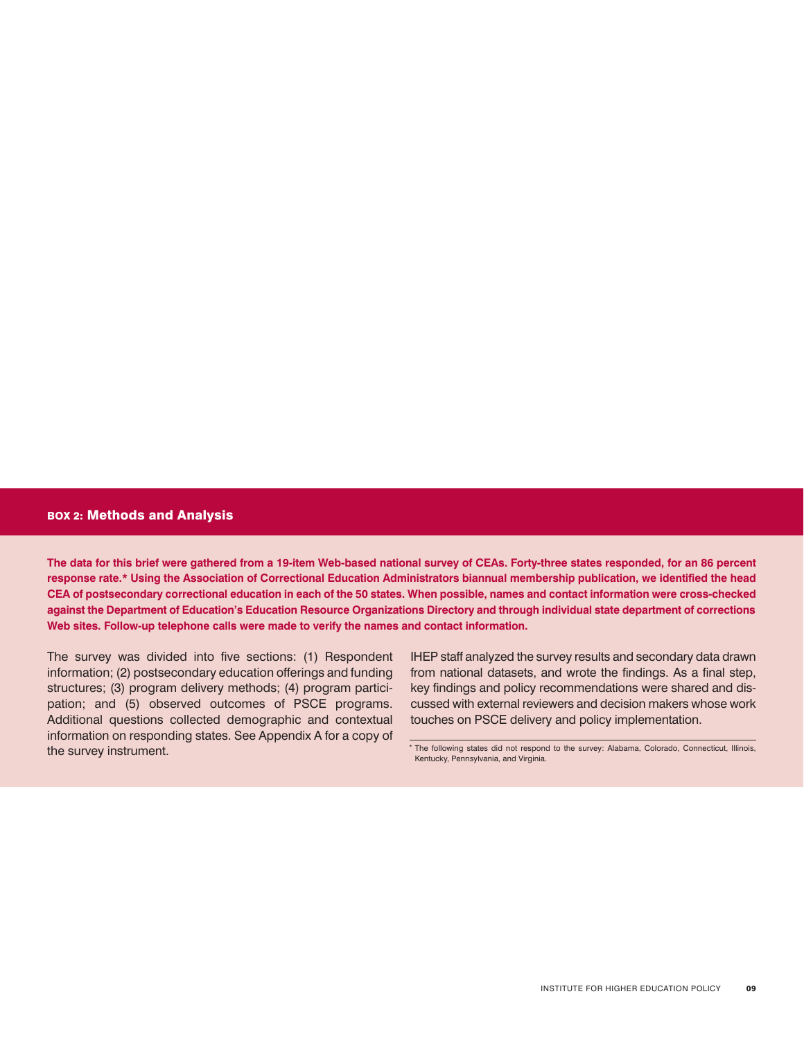## BOX 2: Methods and Analysis

**The data for this brief were gathered from a 19-item Web-based national survey of CEAs. Forty-three states responded, for an 86 percent response rate.* Using the Association of Correctional Education Administrators biannual membership publication, we identified the head CEA of postsecondary correctional education in each of the 50 states. When possible, names and contact information were cross-checked against the Department of Education's Education Resource Organizations Directory and through individual state department of corrections Web sites. Follow-up telephone calls were made to verify the names and contact information.**

The survey was divided into five sections: (1) Respondent information; (2) postsecondary education offerings and funding structures; (3) program delivery methods; (4) program participation; and (5) observed outcomes of PSCE programs. Additional questions collected demographic and contextual information on responding states. See Appendix A for a copy of the survey instrument.

IHEP staff analyzed the survey results and secondary data drawn from national datasets, and wrote the findings. As a final step, key findings and policy recommendations were shared and discussed with external reviewers and decision makers whose work touches on PSCE delivery and policy implementation.

* The following states did not respond to the survey: Alabama, Colorado, Connecticut, Illinois, Kentucky, Pennsylvania, and Virginia.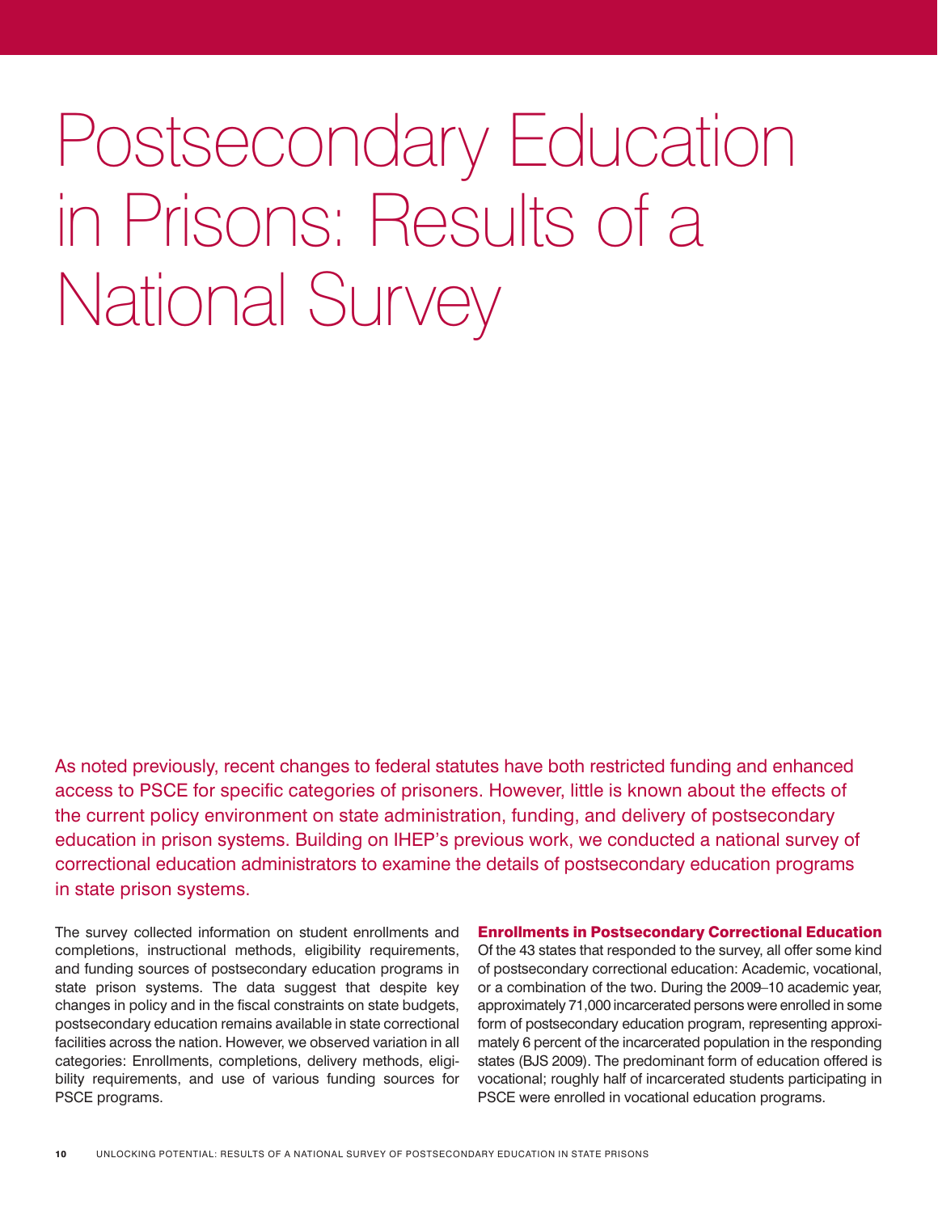# Postsecondary Education in Prisons: Results of a National Survey

As noted previously, recent changes to federal statutes have both restricted funding and enhanced access to PSCE for specific categories of prisoners. However, little is known about the effects of the current policy environment on state administration, funding, and delivery of postsecondary education in prison systems. Building on IHEP's previous work, we conducted a national survey of correctional education administrators to examine the details of postsecondary education programs in state prison systems.

The survey collected information on student enrollments and completions, instructional methods, eligibility requirements, and funding sources of postsecondary education programs in state prison systems. The data suggest that despite key changes in policy and in the fiscal constraints on state budgets, postsecondary education remains available in state correctional facilities across the nation. However, we observed variation in all categories: Enrollments, completions, delivery methods, eligibility requirements, and use of various funding sources for PSCE programs.

### Enrollments in Postsecondary Correctional Education

Of the 43 states that responded to the survey, all offer some kind of postsecondary correctional education: Academic, vocational, or a combination of the two. During the 2009–10 academic year, approximately 71,000 incarcerated persons were enrolled in some form of postsecondary education program, representing approximately 6 percent of the incarcerated population in the responding states (BJS 2009). The predominant form of education offered is vocational; roughly half of incarcerated students participating in PSCE were enrolled in vocational education programs.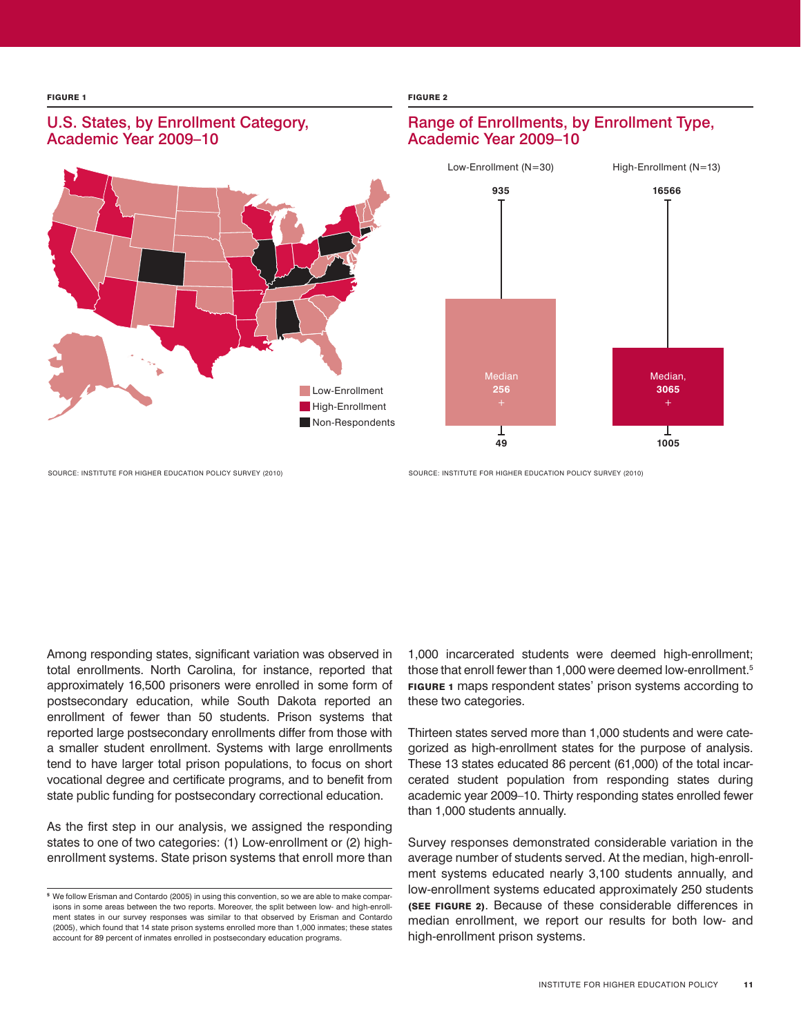FIGURE 1

## U.S. States, by Enrollment Category, Academic Year 2009–10

Low-Enrollment
High-Enrollment
Non-Respondents

SOURCE: INSTITUTE FOR HIGHER EDUCATION POLICY SURVEY (2010)

FIGURE 2

## Range of Enrollments, by Enrollment Type, Academic Year 2009–10

| | Low-Enrollment (N=30) | High-Enrollment (N=13) |
|---|---|---|
| Maximum | 935 | 16566 |
| Median | 256 | 3065 |
| Minimum | 49 | 1005 |

SOURCE: INSTITUTE FOR HIGHER EDUCATION POLICY SURVEY (2010)

Among responding states, significant variation was observed in total enrollments. North Carolina, for instance, reported that approximately 16,500 prisoners were enrolled in some form of postsecondary education, while South Dakota reported an enrollment of fewer than 50 students. Prison systems that reported large postsecondary enrollments differ from those with a smaller student enrollment. Systems with large enrollments tend to have larger total prison populations, to focus on short vocational degree and certificate programs, and to benefit from state public funding for postsecondary correctional education.

As the first step in our analysis, we assigned the responding states to one of two categories: (1) Low-enrollment or (2) high-enrollment systems. State prison systems that enroll more than 1,000 incarcerated students were deemed high-enrollment; those that enroll fewer than 1,000 were deemed low-enrollment.[5] **FIGURE 1** maps respondent states' prison systems according to these two categories.

Thirteen states served more than 1,000 students and were categorized as high-enrollment states for the purpose of analysis. These 13 states educated 86 percent (61,000) of the total incarcerated student population from responding states during academic year 2009–10. Thirty responding states enrolled fewer than 1,000 students annually.

Survey responses demonstrated considerable variation in the average number of students served. At the median, high-enrollment systems educated nearly 3,100 students annually, and low-enrollment systems educated approximately 250 students **(SEE FIGURE 2)**. Because of these considerable differences in median enrollment, we report our results for both low- and high-enrollment prison systems.

[5] We follow Erisman and Contardo (2005) in using this convention, so we are able to make comparisons in some areas between the two reports. Moreover, the split between low- and high-enrollment states in our survey responses was similar to that observed by Erisman and Contardo (2005), which found that 14 state prison systems enrolled more than 1,000 inmates; these states account for 89 percent of inmates enrolled in postsecondary education programs.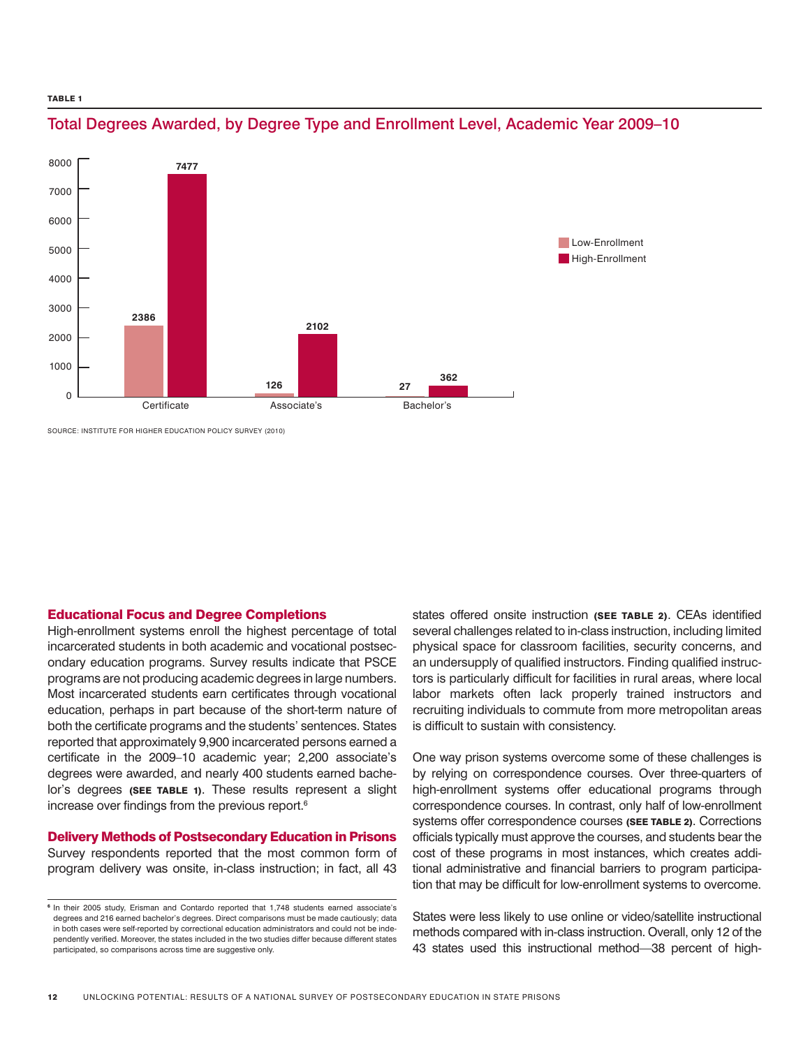**TABLE 1**

## Total Degrees Awarded, by Degree Type and Enrollment Level, Academic Year 2009–10

| Degree Type | Low-Enrollment | High-Enrollment |
|---|---|---|
| Certificate | 2386 | 7477 |
| Associate's | 126 | 2102 |
| Bachelor's | 27 | 362 |

SOURCE: INSTITUTE FOR HIGHER EDUCATION POLICY SURVEY (2010)

### Educational Focus and Degree Completions

High-enrollment systems enroll the highest percentage of total incarcerated students in both academic and vocational postsecondary education programs. Survey results indicate that PSCE programs are not producing academic degrees in large numbers. Most incarcerated students earn certificates through vocational education, perhaps in part because of the short-term nature of both the certificate programs and the students' sentences. States reported that approximately 9,900 incarcerated persons earned a certificate in the 2009–10 academic year; 2,200 associate's degrees were awarded, and nearly 400 students earned bachelor's degrees **(SEE TABLE 1)**. These results represent a slight increase over findings from the previous report.[6]

### Delivery Methods of Postsecondary Education in Prisons

Survey respondents reported that the most common form of program delivery was onsite, in-class instruction; in fact, all 43 states offered onsite instruction **(SEE TABLE 2)**. CEAs identified several challenges related to in-class instruction, including limited physical space for classroom facilities, security concerns, and an undersupply of qualified instructors. Finding qualified instructors is particularly difficult for facilities in rural areas, where local labor markets often lack properly trained instructors and recruiting individuals to commute from more metropolitan areas is difficult to sustain with consistency.

One way prison systems overcome some of these challenges is by relying on correspondence courses. Over three-quarters of high-enrollment systems offer educational programs through correspondence courses. In contrast, only half of low-enrollment systems offer correspondence courses **(SEE TABLE 2)**. Corrections officials typically must approve the courses, and students bear the cost of these programs in most instances, which creates additional administrative and financial barriers to program participation that may be difficult for low-enrollment systems to overcome.

States were less likely to use online or video/satellite instructional methods compared with in-class instruction. Overall, only 12 of the 43 states used this instructional method—38 percent of high-

[6] In their 2005 study, Erisman and Contardo reported that 1,748 students earned associate's degrees and 216 earned bachelor's degrees. Direct comparisons must be made cautiously; data in both cases were self-reported by correctional education administrators and could not be independently verified. Moreover, the states included in the two studies differ because different states participated, so comparisons across time are suggestive only.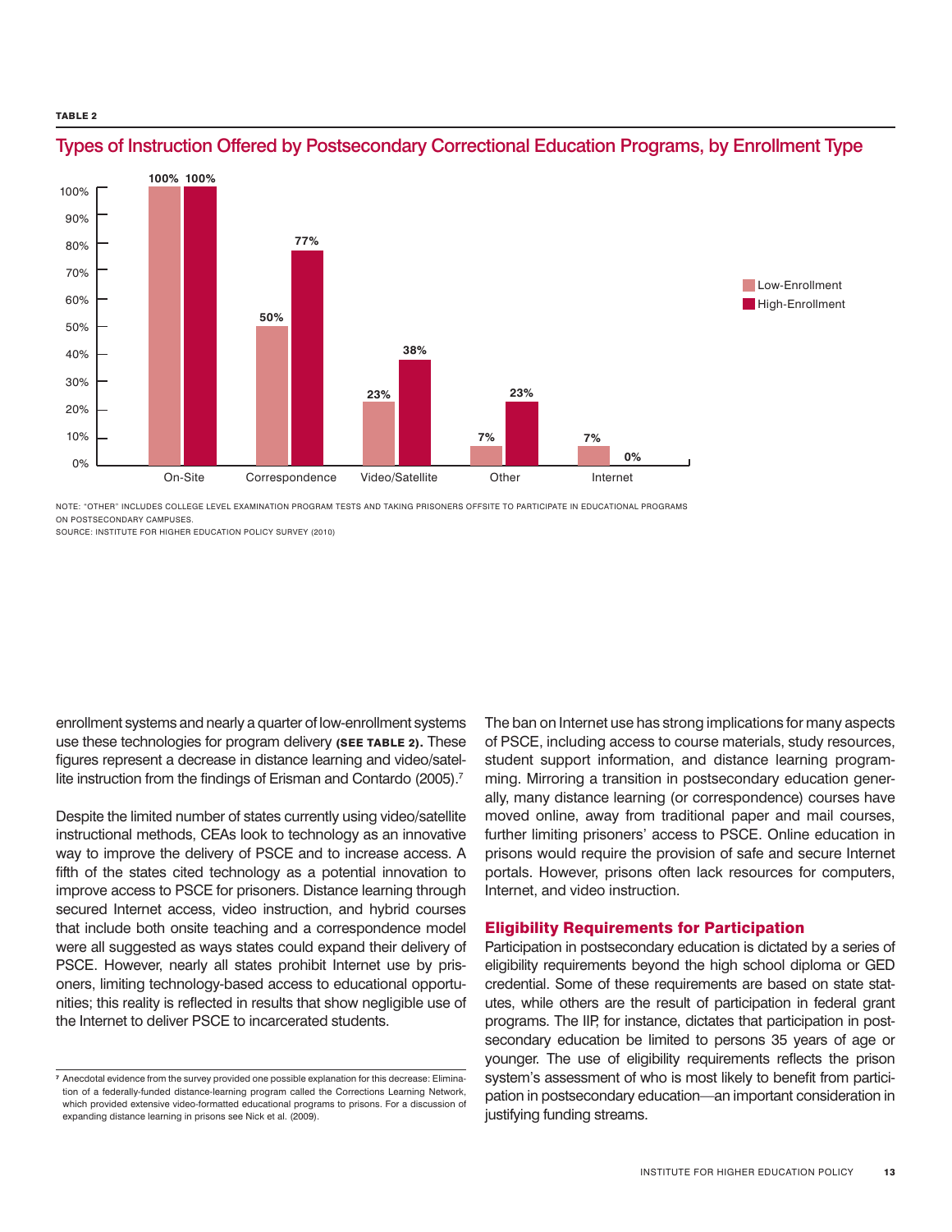**TABLE 2**

## Types of Instruction Offered by Postsecondary Correctional Education Programs, by Enrollment Type

| | Low-Enrollment | High-Enrollment |
|---|---|---|
| On-Site | 100% | 100% |
| Correspondence | 50% | 77% |
| Video/Satellite | 23% | 38% |
| Other | 7% | 23% |
| Internet | 7% | 0% |

NOTE: "OTHER" INCLUDES COLLEGE LEVEL EXAMINATION PROGRAM TESTS AND TAKING PRISONERS OFFSITE TO PARTICIPATE IN EDUCATIONAL PROGRAMS ON POSTSECONDARY CAMPUSES.
SOURCE: INSTITUTE FOR HIGHER EDUCATION POLICY SURVEY (2010)

enrollment systems and nearly a quarter of low-enrollment systems use these technologies for program delivery **(SEE TABLE 2).** These figures represent a decrease in distance learning and video/satellite instruction from the findings of Erisman and Contardo (2005).[7]

Despite the limited number of states currently using video/satellite instructional methods, CEAs look to technology as an innovative way to improve the delivery of PSCE and to increase access. A fifth of the states cited technology as a potential innovation to improve access to PSCE for prisoners. Distance learning through secured Internet access, video instruction, and hybrid courses that include both onsite teaching and a correspondence model were all suggested as ways states could expand their delivery of PSCE. However, nearly all states prohibit Internet use by prisoners, limiting technology-based access to educational opportunities; this reality is reflected in results that show negligible use of the Internet to deliver PSCE to incarcerated students.

The ban on Internet use has strong implications for many aspects of PSCE, including access to course materials, study resources, student support information, and distance learning programming. Mirroring a transition in postsecondary education generally, many distance learning (or correspondence) courses have moved online, away from traditional paper and mail courses, further limiting prisoners' access to PSCE. Online education in prisons would require the provision of safe and secure Internet portals. However, prisons often lack resources for computers, Internet, and video instruction.

### Eligibility Requirements for Participation

Participation in postsecondary education is dictated by a series of eligibility requirements beyond the high school diploma or GED credential. Some of these requirements are based on state statutes, while others are the result of participation in federal grant programs. The IIP, for instance, dictates that participation in postsecondary education be limited to persons 35 years of age or younger. The use of eligibility requirements reflects the prison system's assessment of who is most likely to benefit from participation in postsecondary education—an important consideration in justifying funding streams.

[7] Anecdotal evidence from the survey provided one possible explanation for this decrease: Elimination of a federally-funded distance-learning program called the Corrections Learning Network, which provided extensive video-formatted educational programs to prisons. For a discussion of expanding distance learning in prisons see Nick et al. (2009).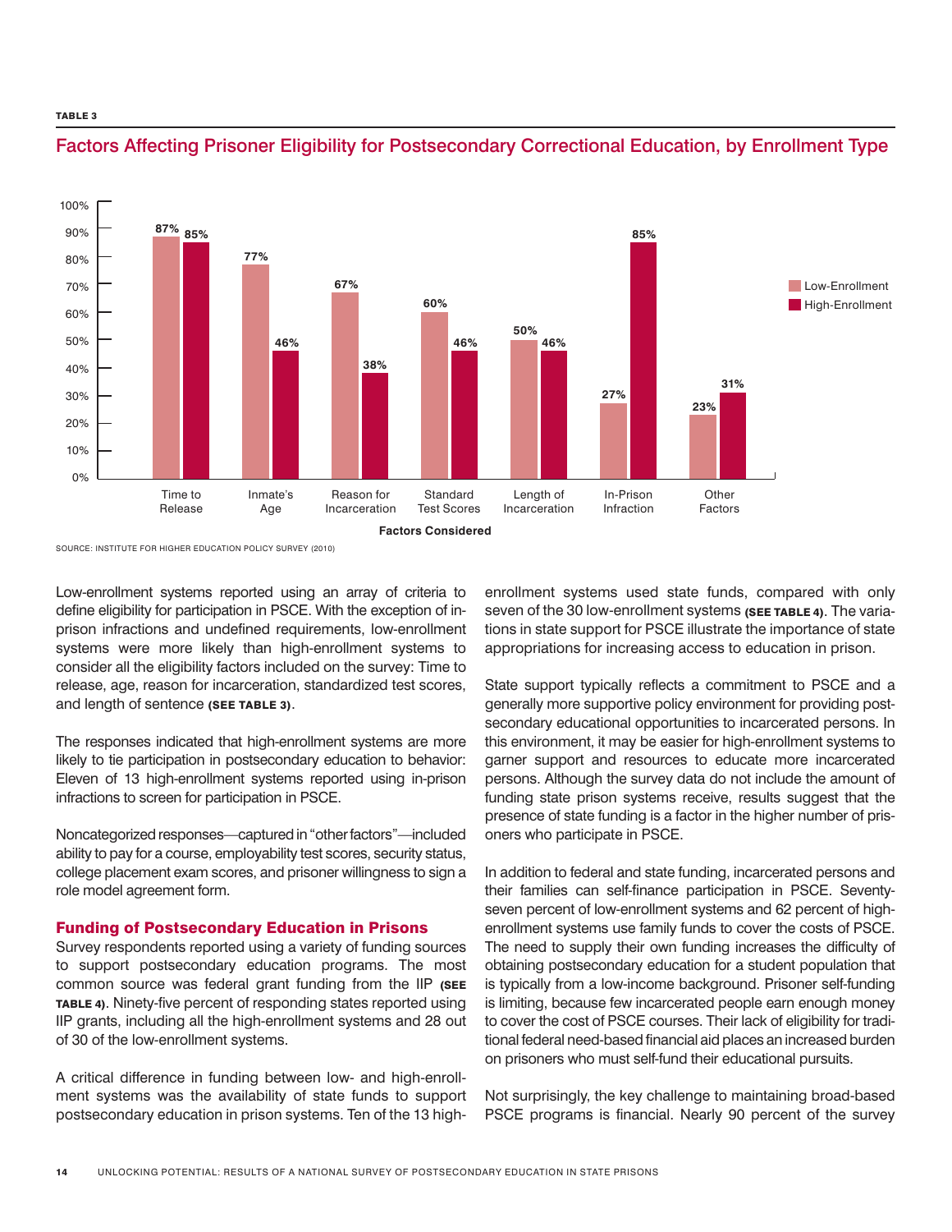**TABLE 3**

## Factors Affecting Prisoner Eligibility for Postsecondary Correctional Education, by Enrollment Type

| Factors Considered | Low-Enrollment | High-Enrollment |
|---|---|---|
| Time to Release | 87% | 85% |
| Inmate's Age | 77% | 46% |
| Reason for Incarceration | 67% | 38% |
| Standard Test Scores | 60% | 46% |
| Length of Incarceration | 50% | 46% |
| In-Prison Infraction | 27% | 85% |
| Other Factors | 23% | 31% |

SOURCE: INSTITUTE FOR HIGHER EDUCATION POLICY SURVEY (2010)

Low-enrollment systems reported using an array of criteria to define eligibility for participation in PSCE. With the exception of in-prison infractions and undefined requirements, low-enrollment systems were more likely than high-enrollment systems to consider all the eligibility factors included on the survey: Time to release, age, reason for incarceration, standardized test scores, and length of sentence **(SEE TABLE 3)**.

The responses indicated that high-enrollment systems are more likely to tie participation in postsecondary education to behavior: Eleven of 13 high-enrollment systems reported using in-prison infractions to screen for participation in PSCE.

Noncategorized responses—captured in "other factors"—included ability to pay for a course, employability test scores, security status, college placement exam scores, and prisoner willingness to sign a role model agreement form.

### Funding of Postsecondary Education in Prisons

Survey respondents reported using a variety of funding sources to support postsecondary education programs. The most common source was federal grant funding from the IIP **(SEE TABLE 4)**. Ninety-five percent of responding states reported using IIP grants, including all the high-enrollment systems and 28 out of 30 of the low-enrollment systems.

A critical difference in funding between low- and high-enrollment systems was the availability of state funds to support postsecondary education in prison systems. Ten of the 13 high-enrollment systems used state funds, compared with only seven of the 30 low-enrollment systems **(SEE TABLE 4)**. The variations in state support for PSCE illustrate the importance of state appropriations for increasing access to education in prison.

State support typically reflects a commitment to PSCE and a generally more supportive policy environment for providing postsecondary educational opportunities to incarcerated persons. In this environment, it may be easier for high-enrollment systems to garner support and resources to educate more incarcerated persons. Although the survey data do not include the amount of funding state prison systems receive, results suggest that the presence of state funding is a factor in the higher number of prisoners who participate in PSCE.

In addition to federal and state funding, incarcerated persons and their families can self-finance participation in PSCE. Seventy-seven percent of low-enrollment systems and 62 percent of high-enrollment systems use family funds to cover the costs of PSCE. The need to supply their own funding increases the difficulty of obtaining postsecondary education for a student population that is typically from a low-income background. Prisoner self-funding is limiting, because few incarcerated people earn enough money to cover the cost of PSCE courses. Their lack of eligibility for traditional federal need-based financial aid places an increased burden on prisoners who must self-fund their educational pursuits.

Not surprisingly, the key challenge to maintaining broad-based PSCE programs is financial. Nearly 90 percent of the survey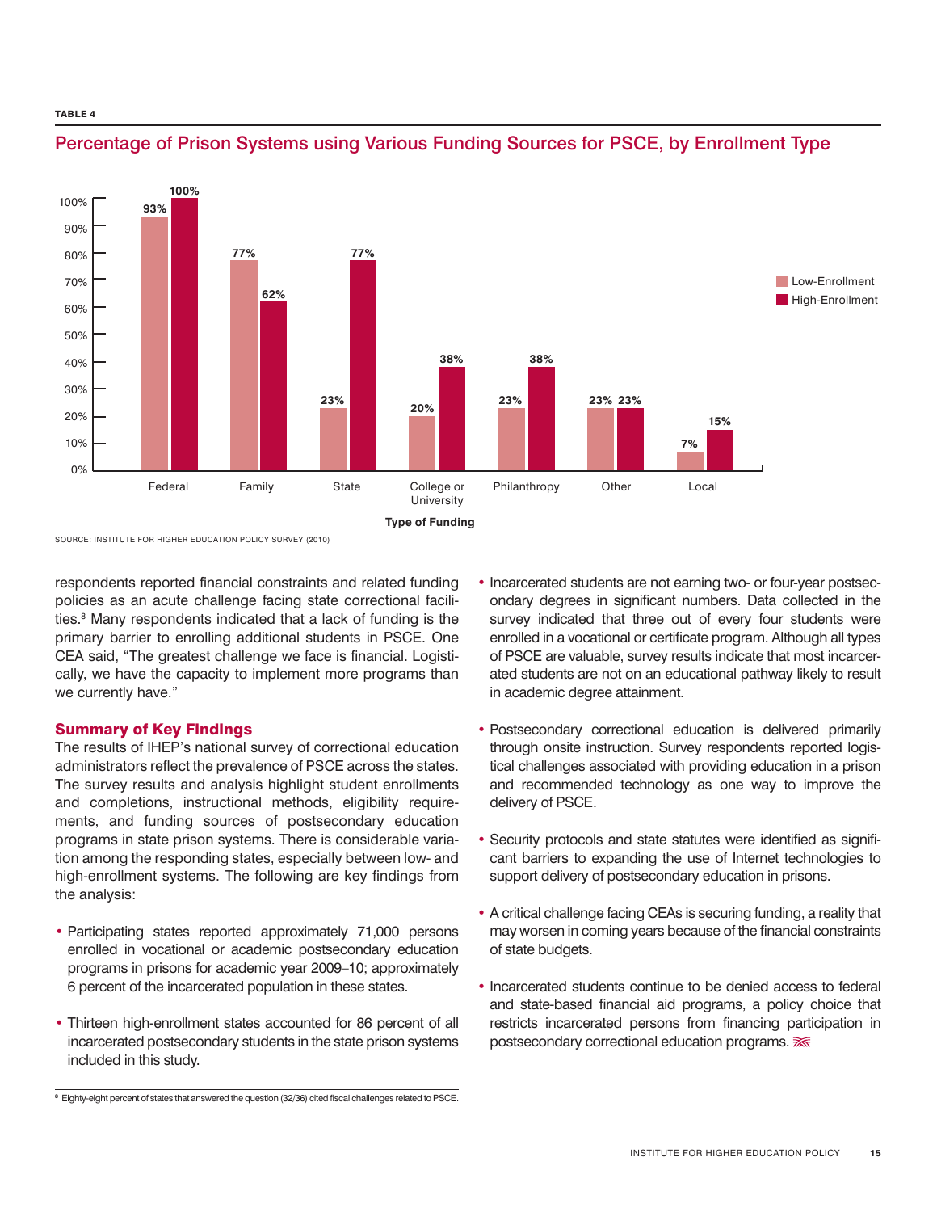TABLE 4

## Percentage of Prison Systems using Various Funding Sources for PSCE, by Enrollment Type

| Type of Funding | Low-Enrollment | High-Enrollment |
|---|---|---|
| Federal | 93% | 100% |
| Family | 77% | 62% |
| State | 23% | 77% |
| College or University | 20% | 38% |
| Philanthropy | 23% | 38% |
| Other | 23% | 23% |
| Local | 7% | 15% |

SOURCE: INSTITUTE FOR HIGHER EDUCATION POLICY SURVEY (2010)

respondents reported financial constraints and related funding policies as an acute challenge facing state correctional facilities.[8] Many respondents indicated that a lack of funding is the primary barrier to enrolling additional students in PSCE. One CEA said, "The greatest challenge we face is financial. Logistically, we have the capacity to implement more programs than we currently have."

### Summary of Key Findings

The results of IHEP's national survey of correctional education administrators reflect the prevalence of PSCE across the states. The survey results and analysis highlight student enrollments and completions, instructional methods, eligibility requirements, and funding sources of postsecondary education programs in state prison systems. There is considerable variation among the responding states, especially between low- and high-enrollment systems. The following are key findings from the analysis:

- Participating states reported approximately 71,000 persons enrolled in vocational or academic postsecondary education programs in prisons for academic year 2009–10; approximately 6 percent of the incarcerated population in these states.
- Thirteen high-enrollment states accounted for 86 percent of all incarcerated postsecondary students in the state prison systems included in this study.
- Incarcerated students are not earning two- or four-year postsecondary degrees in significant numbers. Data collected in the survey indicated that three out of every four students were enrolled in a vocational or certificate program. Although all types of PSCE are valuable, survey results indicate that most incarcerated students are not on an educational pathway likely to result in academic degree attainment.
- Postsecondary correctional education is delivered primarily through onsite instruction. Survey respondents reported logistical challenges associated with providing education in a prison and recommended technology as one way to improve the delivery of PSCE.
- Security protocols and state statutes were identified as significant barriers to expanding the use of Internet technologies to support delivery of postsecondary education in prisons.
- A critical challenge facing CEAs is securing funding, a reality that may worsen in coming years because of the financial constraints of state budgets.
- Incarcerated students continue to be denied access to federal and state-based financial aid programs, a policy choice that restricts incarcerated persons from financing participation in postsecondary correctional education programs.

[8] Eighty-eight percent of states that answered the question (32/36) cited fiscal challenges related to PSCE.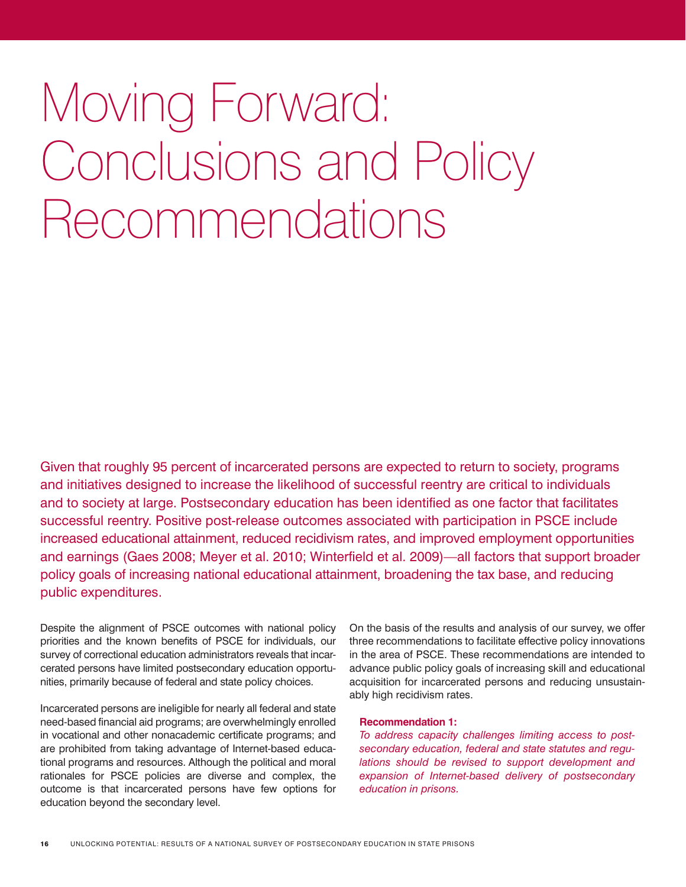# Moving Forward: Conclusions and Policy Recommendations

Given that roughly 95 percent of incarcerated persons are expected to return to society, programs and initiatives designed to increase the likelihood of successful reentry are critical to individuals and to society at large. Postsecondary education has been identified as one factor that facilitates successful reentry. Positive post-release outcomes associated with participation in PSCE include increased educational attainment, reduced recidivism rates, and improved employment opportunities and earnings (Gaes 2008; Meyer et al. 2010; Winterfield et al. 2009)—all factors that support broader policy goals of increasing national educational attainment, broadening the tax base, and reducing public expenditures.

Despite the alignment of PSCE outcomes with national policy priorities and the known benefits of PSCE for individuals, our survey of correctional education administrators reveals that incarcerated persons have limited postsecondary education opportunities, primarily because of federal and state policy choices.

Incarcerated persons are ineligible for nearly all federal and state need-based financial aid programs; are overwhelmingly enrolled in vocational and other nonacademic certificate programs; and are prohibited from taking advantage of Internet-based educational programs and resources. Although the political and moral rationales for PSCE policies are diverse and complex, the outcome is that incarcerated persons have few options for education beyond the secondary level.

On the basis of the results and analysis of our survey, we offer three recommendations to facilitate effective policy innovations in the area of PSCE. These recommendations are intended to advance public policy goals of increasing skill and educational acquisition for incarcerated persons and reducing unsustainably high recidivism rates.

**Recommendation 1:**
*To address capacity challenges limiting access to postsecondary education, federal and state statutes and regulations should be revised to support development and expansion of Internet-based delivery of postsecondary education in prisons.*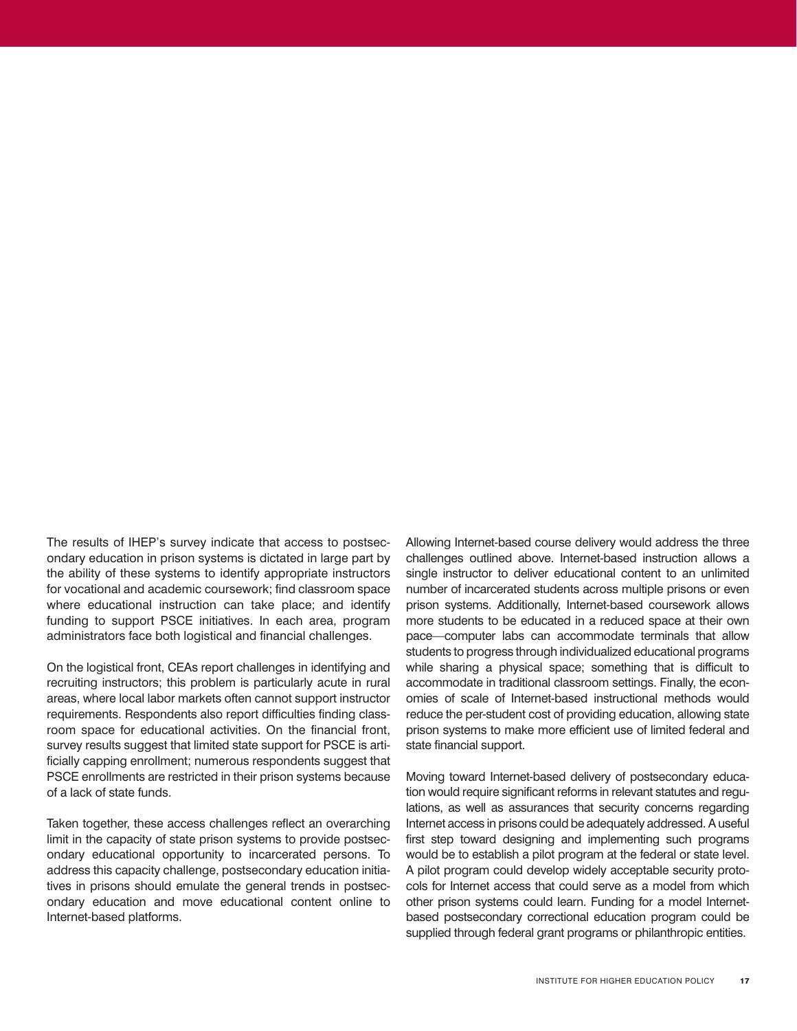The results of IHEP's survey indicate that access to postsecondary education in prison systems is dictated in large part by the ability of these systems to identify appropriate instructors for vocational and academic coursework; find classroom space where educational instruction can take place; and identify funding to support PSCE initiatives. In each area, program administrators face both logistical and financial challenges.

On the logistical front, CEAs report challenges in identifying and recruiting instructors; this problem is particularly acute in rural areas, where local labor markets often cannot support instructor requirements. Respondents also report difficulties finding classroom space for educational activities. On the financial front, survey results suggest that limited state support for PSCE is artificially capping enrollment; numerous respondents suggest that PSCE enrollments are restricted in their prison systems because of a lack of state funds.

Taken together, these access challenges reflect an overarching limit in the capacity of state prison systems to provide postsecondary educational opportunity to incarcerated persons. To address this capacity challenge, postsecondary education initiatives in prisons should emulate the general trends in postsecondary education and move educational content online to Internet-based platforms.

Allowing Internet-based course delivery would address the three challenges outlined above. Internet-based instruction allows a single instructor to deliver educational content to an unlimited number of incarcerated students across multiple prisons or even prison systems. Additionally, Internet-based coursework allows more students to be educated in a reduced space at their own pace—computer labs can accommodate terminals that allow students to progress through individualized educational programs while sharing a physical space; something that is difficult to accommodate in traditional classroom settings. Finally, the economies of scale of Internet-based instructional methods would reduce the per-student cost of providing education, allowing state prison systems to make more efficient use of limited federal and state financial support.

Moving toward Internet-based delivery of postsecondary education would require significant reforms in relevant statutes and regulations, as well as assurances that security concerns regarding Internet access in prisons could be adequately addressed. A useful first step toward designing and implementing such programs would be to establish a pilot program at the federal or state level. A pilot program could develop widely acceptable security protocols for Internet access that could serve as a model from which other prison systems could learn. Funding for a model Internet-based postsecondary correctional education program could be supplied through federal grant programs or philanthropic entities.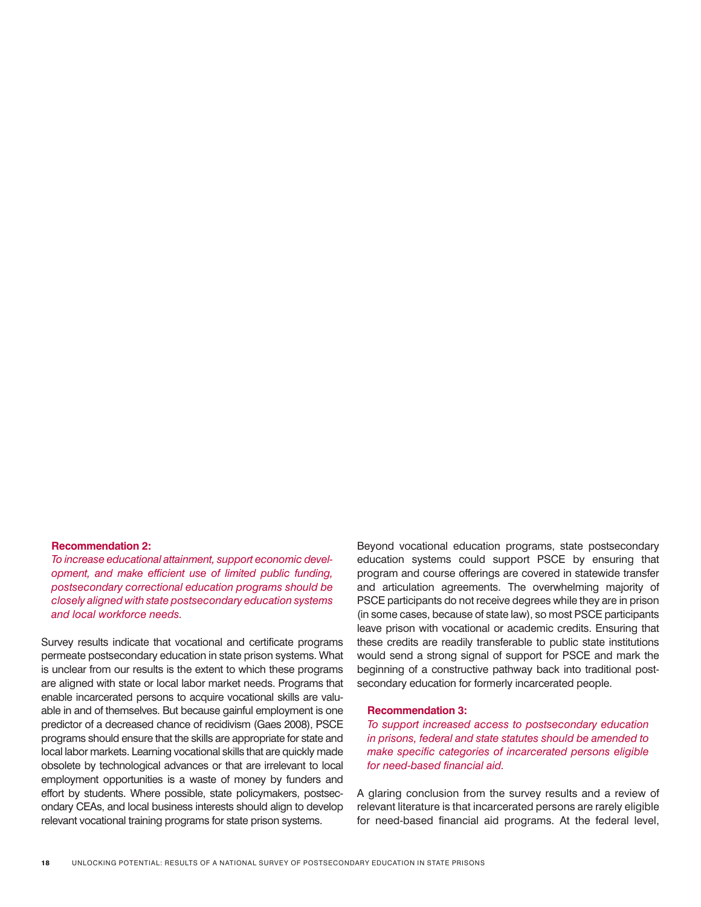**Recommendation 2:**

*To increase educational attainment, support economic development, and make efficient use of limited public funding, postsecondary correctional education programs should be closely aligned with state postsecondary education systems and local workforce needs.*

Survey results indicate that vocational and certificate programs permeate postsecondary education in state prison systems. What is unclear from our results is the extent to which these programs are aligned with state or local labor market needs. Programs that enable incarcerated persons to acquire vocational skills are valuable in and of themselves. But because gainful employment is one predictor of a decreased chance of recidivism (Gaes 2008), PSCE programs should ensure that the skills are appropriate for state and local labor markets. Learning vocational skills that are quickly made obsolete by technological advances or that are irrelevant to local employment opportunities is a waste of money by funders and effort by students. Where possible, state policymakers, postsecondary CEAs, and local business interests should align to develop relevant vocational training programs for state prison systems.

Beyond vocational education programs, state postsecondary education systems could support PSCE by ensuring that program and course offerings are covered in statewide transfer and articulation agreements. The overwhelming majority of PSCE participants do not receive degrees while they are in prison (in some cases, because of state law), so most PSCE participants leave prison with vocational or academic credits. Ensuring that these credits are readily transferable to public state institutions would send a strong signal of support for PSCE and mark the beginning of a constructive pathway back into traditional postsecondary education for formerly incarcerated people.

**Recommendation 3:**

*To support increased access to postsecondary education in prisons, federal and state statutes should be amended to make specific categories of incarcerated persons eligible for need-based financial aid.*

A glaring conclusion from the survey results and a review of relevant literature is that incarcerated persons are rarely eligible for need-based financial aid programs. At the federal level,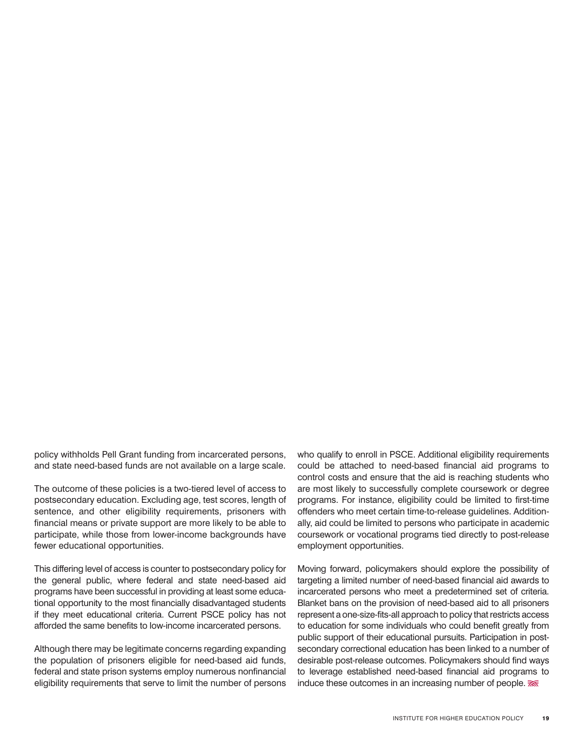policy withholds Pell Grant funding from incarcerated persons, and state need-based funds are not available on a large scale.

The outcome of these policies is a two-tiered level of access to postsecondary education. Excluding age, test scores, length of sentence, and other eligibility requirements, prisoners with financial means or private support are more likely to be able to participate, while those from lower-income backgrounds have fewer educational opportunities.

This differing level of access is counter to postsecondary policy for the general public, where federal and state need-based aid programs have been successful in providing at least some educational opportunity to the most financially disadvantaged students if they meet educational criteria. Current PSCE policy has not afforded the same benefits to low-income incarcerated persons.

Although there may be legitimate concerns regarding expanding the population of prisoners eligible for need-based aid funds, federal and state prison systems employ numerous nonfinancial eligibility requirements that serve to limit the number of persons who qualify to enroll in PSCE. Additional eligibility requirements could be attached to need-based financial aid programs to control costs and ensure that the aid is reaching students who are most likely to successfully complete coursework or degree programs. For instance, eligibility could be limited to first-time offenders who meet certain time-to-release guidelines. Additionally, aid could be limited to persons who participate in academic coursework or vocational programs tied directly to post-release employment opportunities.

Moving forward, policymakers should explore the possibility of targeting a limited number of need-based financial aid awards to incarcerated persons who meet a predetermined set of criteria. Blanket bans on the provision of need-based aid to all prisoners represent a one-size-fits-all approach to policy that restricts access to education for some individuals who could benefit greatly from public support of their educational pursuits. Participation in postsecondary correctional education has been linked to a number of desirable post-release outcomes. Policymakers should find ways to leverage established need-based financial aid programs to induce these outcomes in an increasing number of people.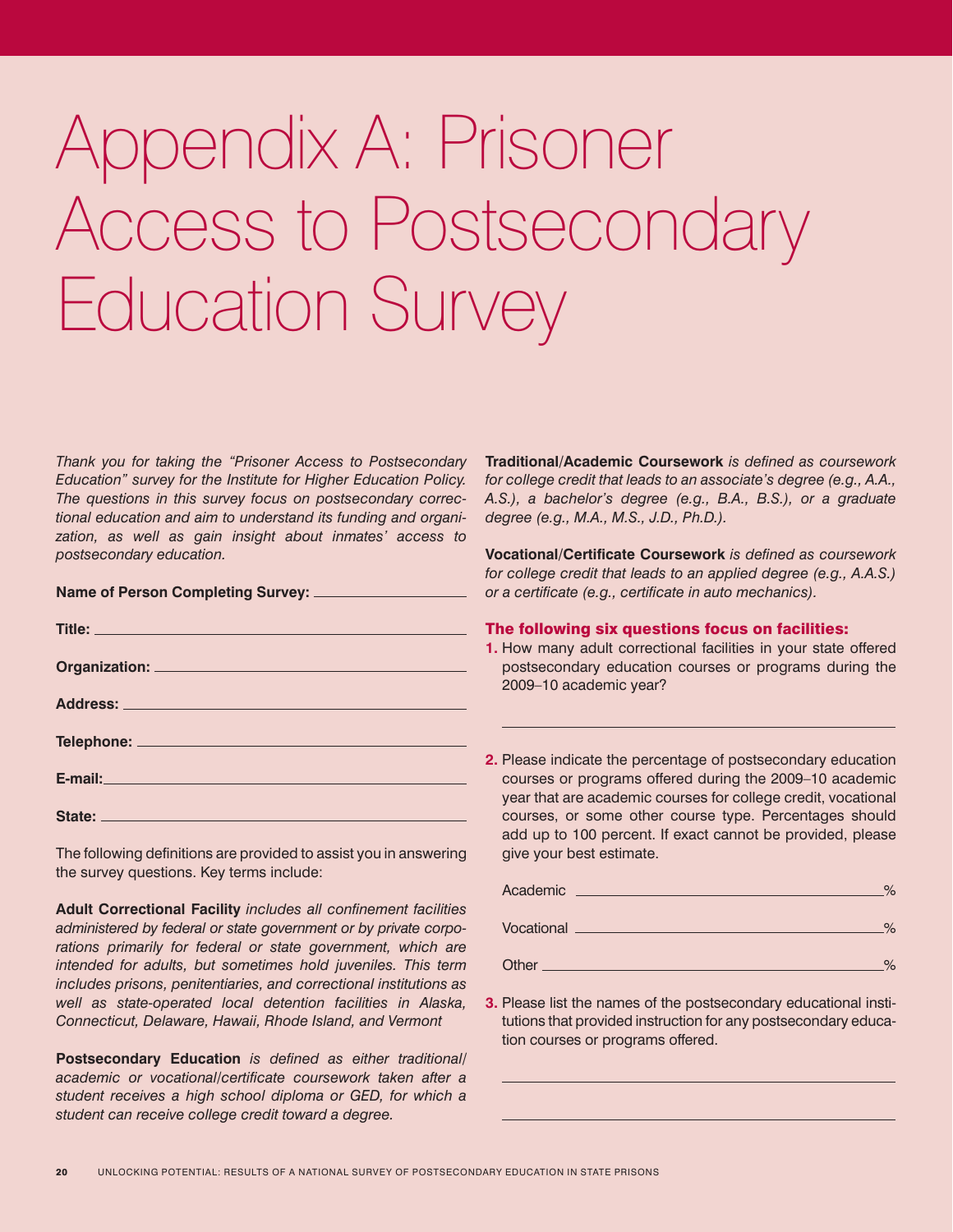# Appendix A: Prisoner Access to Postsecondary Education Survey

*Thank you for taking the "Prisoner Access to Postsecondary Education" survey for the Institute for Higher Education Policy. The questions in this survey focus on postsecondary correctional education and aim to understand its funding and organization, as well as gain insight about inmates' access to postsecondary education.*

**Name of Person Completing Survey:** \_\_\_\_\_\_\_\_\_\_\_\_\_\_\_\_\_\_\_\_

**Title:** \_\_\_\_\_\_\_\_\_\_\_\_\_\_\_\_\_\_\_\_

**Organization:** \_\_\_\_\_\_\_\_\_\_\_\_\_\_\_\_\_\_\_\_

**Address:** \_\_\_\_\_\_\_\_\_\_\_\_\_\_\_\_\_\_\_\_

**Telephone:** \_\_\_\_\_\_\_\_\_\_\_\_\_\_\_\_\_\_\_\_

**E-mail:** \_\_\_\_\_\_\_\_\_\_\_\_\_\_\_\_\_\_\_\_

**State:** \_\_\_\_\_\_\_\_\_\_\_\_\_\_\_\_\_\_\_\_

The following definitions are provided to assist you in answering the survey questions. Key terms include:

**Adult Correctional Facility** *includes all confinement facilities administered by federal or state government or by private corporations primarily for federal or state government, which are intended for adults, but sometimes hold juveniles. This term includes prisons, penitentiaries, and correctional institutions as well as state-operated local detention facilities in Alaska, Connecticut, Delaware, Hawaii, Rhode Island, and Vermont*

**Postsecondary Education** *is defined as either traditional/academic or vocational/certificate coursework taken after a student receives a high school diploma or GED, for which a student can receive college credit toward a degree.*

**Traditional/Academic Coursework** *is defined as coursework for college credit that leads to an associate's degree (e.g., A.A., A.S.), a bachelor's degree (e.g., B.A., B.S.), or a graduate degree (e.g., M.A., M.S., J.D., Ph.D.).*

**Vocational/Certificate Coursework** *is defined as coursework for college credit that leads to an applied degree (e.g., A.A.S.) or a certificate (e.g., certificate in auto mechanics).*

### The following six questions focus on facilities:

**1.** How many adult correctional facilities in your state offered postsecondary education courses or programs during the 2009–10 academic year?

\_\_\_\_\_\_\_\_\_\_\_\_\_\_\_\_\_\_\_\_

**2.** Please indicate the percentage of postsecondary education courses or programs offered during the 2009–10 academic year that are academic courses for college credit, vocational courses, or some other course type. Percentages should add up to 100 percent. If exact cannot be provided, please give your best estimate.

Academic \_\_\_\_\_\_\_\_\_\_\_\_\_\_\_\_\_\_\_\_%

Vocational \_\_\_\_\_\_\_\_\_\_\_\_\_\_\_\_\_\_\_\_%

Other \_\_\_\_\_\_\_\_\_\_\_\_\_\_\_\_\_\_\_\_%

**3.** Please list the names of the postsecondary educational institutions that provided instruction for any postsecondary education courses or programs offered.

\_\_\_\_\_\_\_\_\_\_\_\_\_\_\_\_\_\_\_\_

\_\_\_\_\_\_\_\_\_\_\_\_\_\_\_\_\_\_\_\_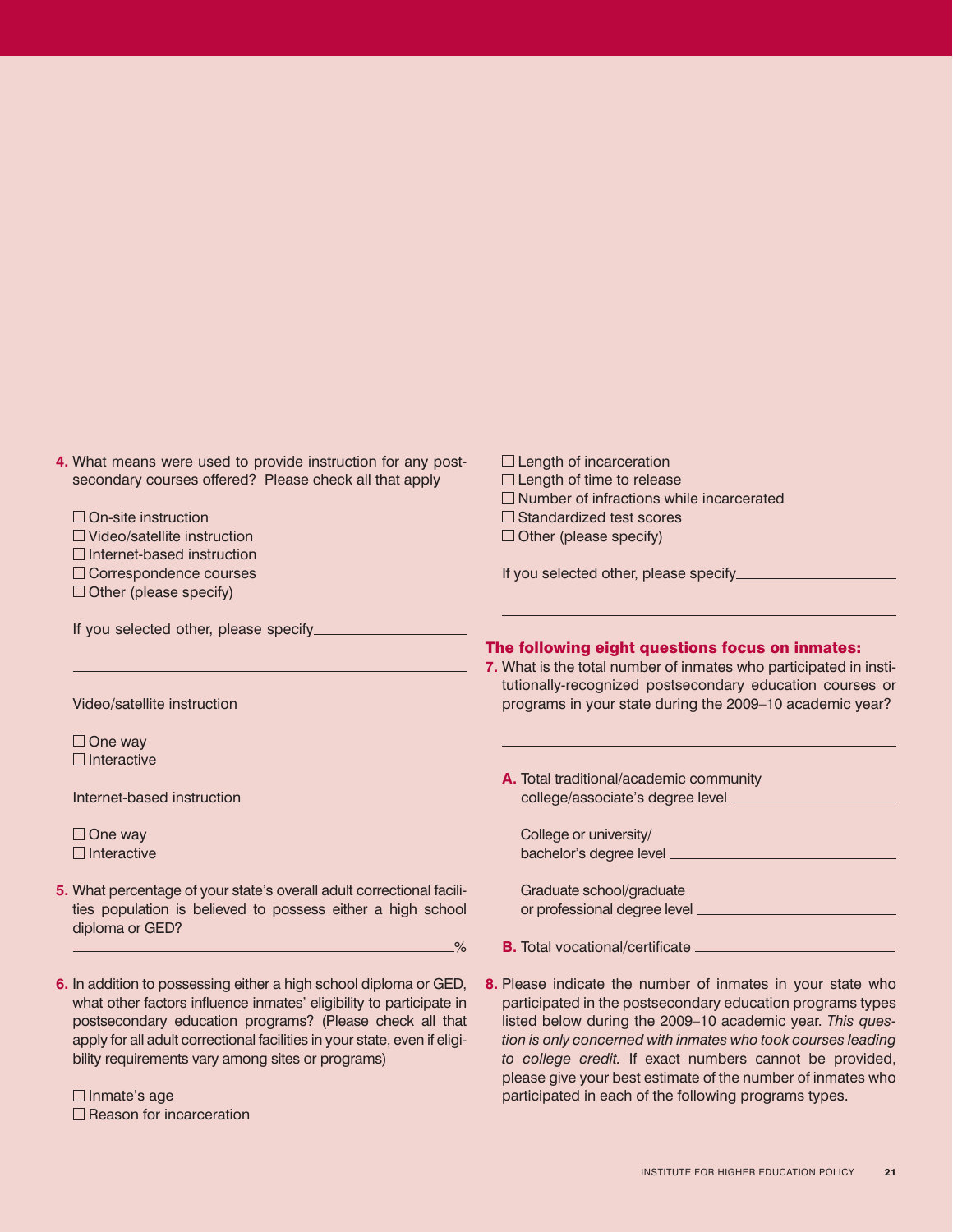**4.** What means were used to provide instruction for any postsecondary courses offered? Please check all that apply

- ☐ On-site instruction
- ☐ Video/satellite instruction
- ☐ Internet-based instruction
- ☐ Correspondence courses
- ☐ Other (please specify)

If you selected other, please specify\_\_\_\_\_\_\_\_\_\_\_\_\_\_\_\_\_\_\_\_

\_\_\_\_\_\_\_\_\_\_\_\_\_\_\_\_\_\_\_\_\_\_\_\_\_\_\_\_\_\_\_\_\_\_\_\_\_\_\_\_\_\_\_\_\_\_\_\_

Video/satellite instruction

- ☐ One way
- ☐ Interactive

Internet-based instruction

- ☐ One way
- ☐ Interactive

**5.** What percentage of your state's overall adult correctional facilities population is believed to possess either a high school diploma or GED?

\_\_\_\_\_\_\_\_\_\_\_\_\_\_\_\_\_\_\_\_\_\_\_\_\_\_\_\_\_\_\_\_\_\_\_\_\_\_\_\_\_\_\_\_\_\_%

**6.** In addition to possessing either a high school diploma or GED, what other factors influence inmates' eligibility to participate in postsecondary education programs? (Please check all that apply for all adult correctional facilities in your state, even if eligibility requirements vary among sites or programs)

- ☐ Inmate's age
- ☐ Reason for incarceration
- ☐ Length of incarceration
- ☐ Length of time to release
- ☐ Number of infractions while incarcerated
- ☐ Standardized test scores
- ☐ Other (please specify)

If you selected other, please specify\_\_\_\_\_\_\_\_\_\_\_\_\_\_\_\_\_\_\_\_

\_\_\_\_\_\_\_\_\_\_\_\_\_\_\_\_\_\_\_\_\_\_\_\_\_\_\_\_\_\_\_\_\_\_\_\_\_\_\_\_\_\_\_\_\_\_\_\_

### The following eight questions focus on inmates:

**7.** What is the total number of inmates who participated in institutionally-recognized postsecondary education courses or programs in your state during the 2009–10 academic year?

\_\_\_\_\_\_\_\_\_\_\_\_\_\_\_\_\_\_\_\_\_\_\_\_\_\_\_\_\_\_\_\_\_\_\_\_\_\_\_\_\_\_\_\_\_\_\_\_

**A.** Total traditional/academic community college/associate's degree level \_\_\_\_\_\_\_\_\_\_\_\_\_\_\_\_\_\_\_\_

College or university/ bachelor's degree level \_\_\_\_\_\_\_\_\_\_\_\_\_\_\_\_\_\_\_\_

Graduate school/graduate or professional degree level \_\_\_\_\_\_\_\_\_\_\_\_\_\_\_\_\_\_\_\_

**B.** Total vocational/certificate \_\_\_\_\_\_\_\_\_\_\_\_\_\_\_\_\_\_\_\_

**8.** Please indicate the number of inmates in your state who participated in the postsecondary education programs types listed below during the 2009–10 academic year. *This question is only concerned with inmates who took courses leading to college credit.* If exact numbers cannot be provided, please give your best estimate of the number of inmates who participated in each of the following programs types.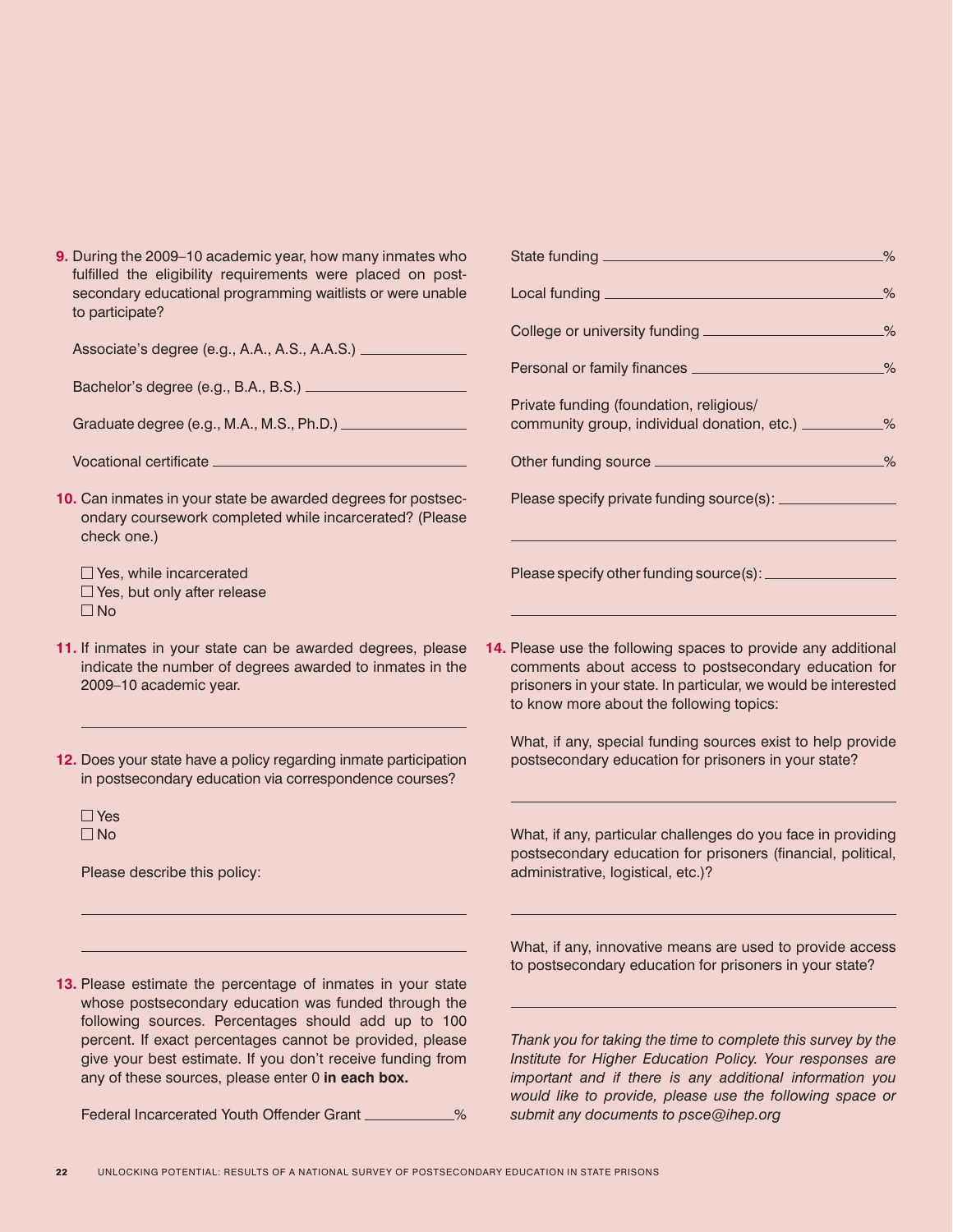**9.** During the 2009–10 academic year, how many inmates who fulfilled the eligibility requirements were placed on postsecondary educational programming waitlists or were unable to participate?

Associate's degree (e.g., A.A., A.S., A.A.S.) ______________

Bachelor's degree (e.g., B.A., B.S.) ______________

Graduate degree (e.g., M.A., M.S., Ph.D.) ______________

Vocational certificate ______________

**10.** Can inmates in your state be awarded degrees for postsecondary coursework completed while incarcerated? (Please check one.)

☐ Yes, while incarcerated
☐ Yes, but only after release
☐ No

**11.** If inmates in your state can be awarded degrees, please indicate the number of degrees awarded to inmates in the 2009–10 academic year.

______________

**12.** Does your state have a policy regarding inmate participation in postsecondary education via correspondence courses?

☐ Yes
☐ No

Please describe this policy:

______________

______________

**13.** Please estimate the percentage of inmates in your state whose postsecondary education was funded through the following sources. Percentages should add up to 100 percent. If exact percentages cannot be provided, please give your best estimate. If you don't receive funding from any of these sources, please enter 0 **in each box.**

Federal Incarcerated Youth Offender Grant ______________%

State funding ______________%

Local funding ______________%

College or university funding ______________%

Personal or family finances ______________%

Private funding (foundation, religious/ community group, individual donation, etc.) ______________%

Other funding source ______________%

Please specify private funding source(s): ______________

______________

Please specify other funding source(s): ______________

______________

**14.** Please use the following spaces to provide any additional comments about access to postsecondary education for prisoners in your state. In particular, we would be interested to know more about the following topics:

What, if any, special funding sources exist to help provide postsecondary education for prisoners in your state?

______________

What, if any, particular challenges do you face in providing postsecondary education for prisoners (financial, political, administrative, logistical, etc.)?

______________

What, if any, innovative means are used to provide access to postsecondary education for prisoners in your state?

______________

*Thank you for taking the time to complete this survey by the Institute for Higher Education Policy. Your responses are important and if there is any additional information you would like to provide, please use the following space or submit any documents to psce@ihep.org*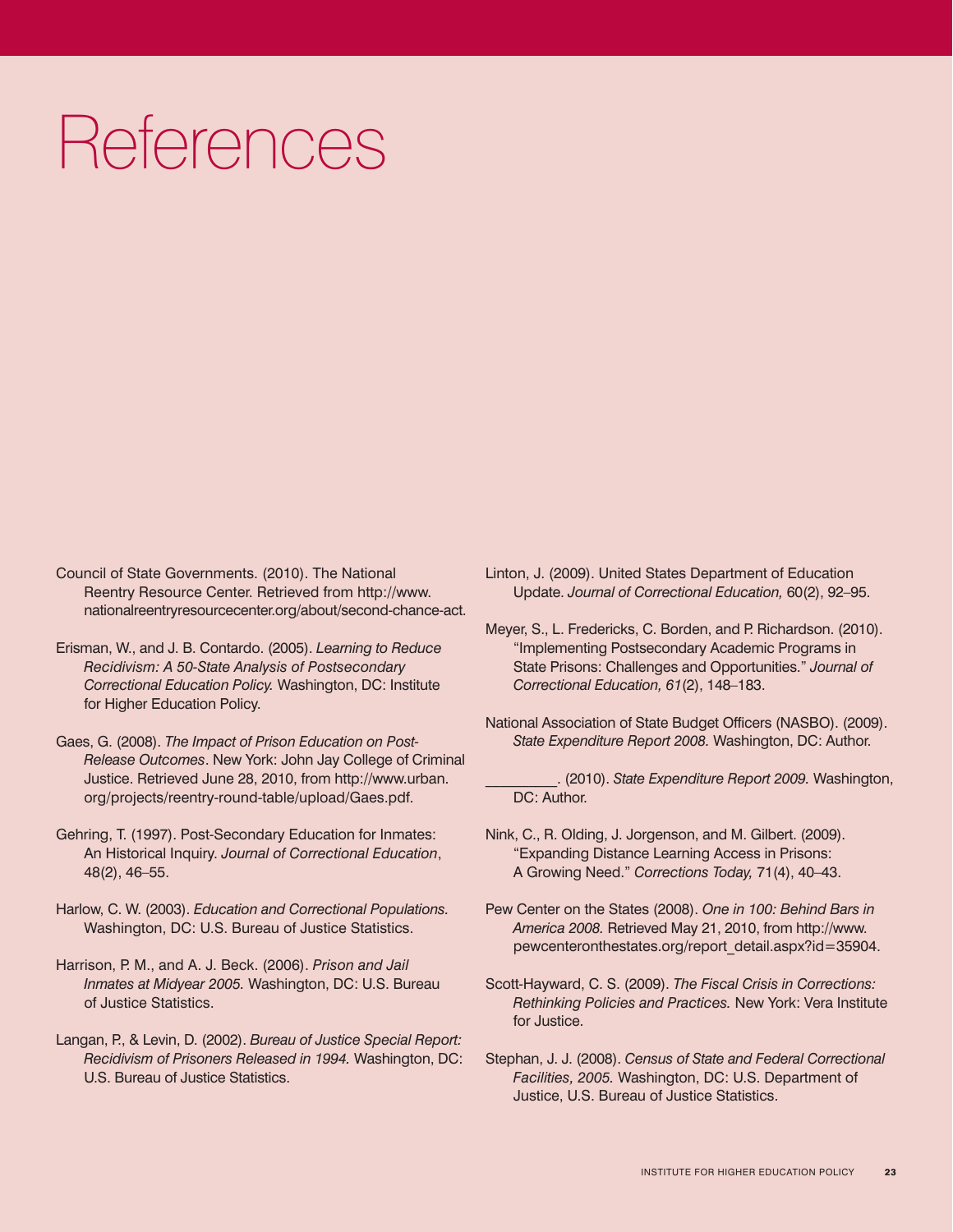# References

Council of State Governments. (2010). The National Reentry Resource Center. Retrieved from http://www.nationalreentryresourcecenter.org/about/second-chance-act.

Erisman, W., and J. B. Contardo. (2005). *Learning to Reduce Recidivism: A 50-State Analysis of Postsecondary Correctional Education Policy.* Washington, DC: Institute for Higher Education Policy.

Gaes, G. (2008). *The Impact of Prison Education on Post-Release Outcomes*. New York: John Jay College of Criminal Justice. Retrieved June 28, 2010, from http://www.urban.org/projects/reentry-round-table/upload/Gaes.pdf.

Gehring, T. (1997). Post-Secondary Education for Inmates: An Historical Inquiry. *Journal of Correctional Education*, 48(2), 46–55.

Harlow, C. W. (2003). *Education and Correctional Populations.* Washington, DC: U.S. Bureau of Justice Statistics.

Harrison, P. M., and A. J. Beck. (2006). *Prison and Jail Inmates at Midyear 2005.* Washington, DC: U.S. Bureau of Justice Statistics.

Langan, P., & Levin, D. (2002). *Bureau of Justice Special Report: Recidivism of Prisoners Released in 1994.* Washington, DC: U.S. Bureau of Justice Statistics.

Linton, J. (2009). United States Department of Education Update. *Journal of Correctional Education,* 60(2), 92–95.

Meyer, S., L. Fredericks, C. Borden, and P. Richardson. (2010). "Implementing Postsecondary Academic Programs in State Prisons: Challenges and Opportunities." *Journal of Correctional Education, 61*(2), 148–183.

National Association of State Budget Officers (NASBO). (2009). *State Expenditure Report 2008.* Washington, DC: Author.

_________. (2010). *State Expenditure Report 2009.* Washington, DC: Author.

Nink, C., R. Olding, J. Jorgenson, and M. Gilbert. (2009). "Expanding Distance Learning Access in Prisons: A Growing Need." *Corrections Today,* 71(4), 40–43.

Pew Center on the States (2008). *One in 100: Behind Bars in America 2008.* Retrieved May 21, 2010, from http://www.pewcenteronthestates.org/report_detail.aspx?id=35904.

Scott-Hayward, C. S. (2009). *The Fiscal Crisis in Corrections: Rethinking Policies and Practices.* New York: Vera Institute for Justice.

Stephan, J. J. (2008). *Census of State and Federal Correctional Facilities, 2005.* Washington, DC: U.S. Department of Justice, U.S. Bureau of Justice Statistics.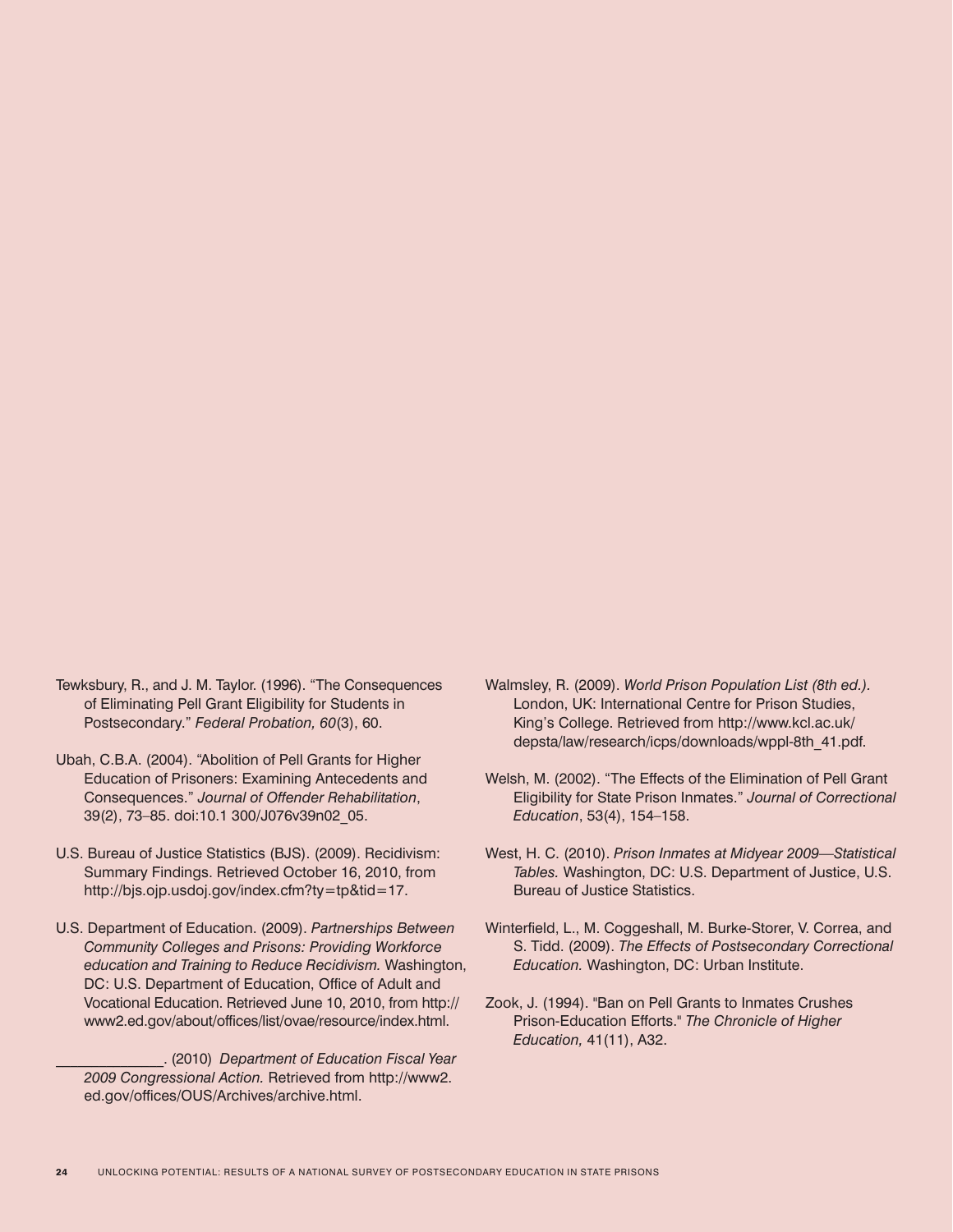Tewksbury, R., and J. M. Taylor. (1996). "The Consequences of Eliminating Pell Grant Eligibility for Students in Postsecondary." *Federal Probation, 60*(3), 60.

Ubah, C.B.A. (2004). "Abolition of Pell Grants for Higher Education of Prisoners: Examining Antecedents and Consequences." *Journal of Offender Rehabilitation*, 39(2), 73–85. doi:10.1 300/J076v39n02_05.

U.S. Bureau of Justice Statistics (BJS). (2009). Recidivism: Summary Findings. Retrieved October 16, 2010, from http://bjs.ojp.usdoj.gov/index.cfm?ty=tp&tid=17.

U.S. Department of Education. (2009). *Partnerships Between Community Colleges and Prisons: Providing Workforce education and Training to Reduce Recidivism.* Washington, DC: U.S. Department of Education, Office of Adult and Vocational Education. Retrieved June 10, 2010, from http://www2.ed.gov/about/offices/list/ovae/resource/index.html.

_____________. (2010) *Department of Education Fiscal Year 2009 Congressional Action.* Retrieved from http://www2.ed.gov/offices/OUS/Archives/archive.html.

Walmsley, R. (2009). *World Prison Population List (8th ed.).* London, UK: International Centre for Prison Studies, King's College. Retrieved from http://www.kcl.ac.uk/depsta/law/research/icps/downloads/wppl-8th_41.pdf.

Welsh, M. (2002). "The Effects of the Elimination of Pell Grant Eligibility for State Prison Inmates." *Journal of Correctional Education*, 53(4), 154–158.

West, H. C. (2010). *Prison Inmates at Midyear 2009—Statistical Tables.* Washington, DC: U.S. Department of Justice, U.S. Bureau of Justice Statistics.

Winterfield, L., M. Coggeshall, M. Burke-Storer, V. Correa, and S. Tidd. (2009). *The Effects of Postsecondary Correctional Education.* Washington, DC: Urban Institute.

Zook, J. (1994). "Ban on Pell Grants to Inmates Crushes Prison-Education Efforts." *The Chronicle of Higher Education,* 41(11), A32.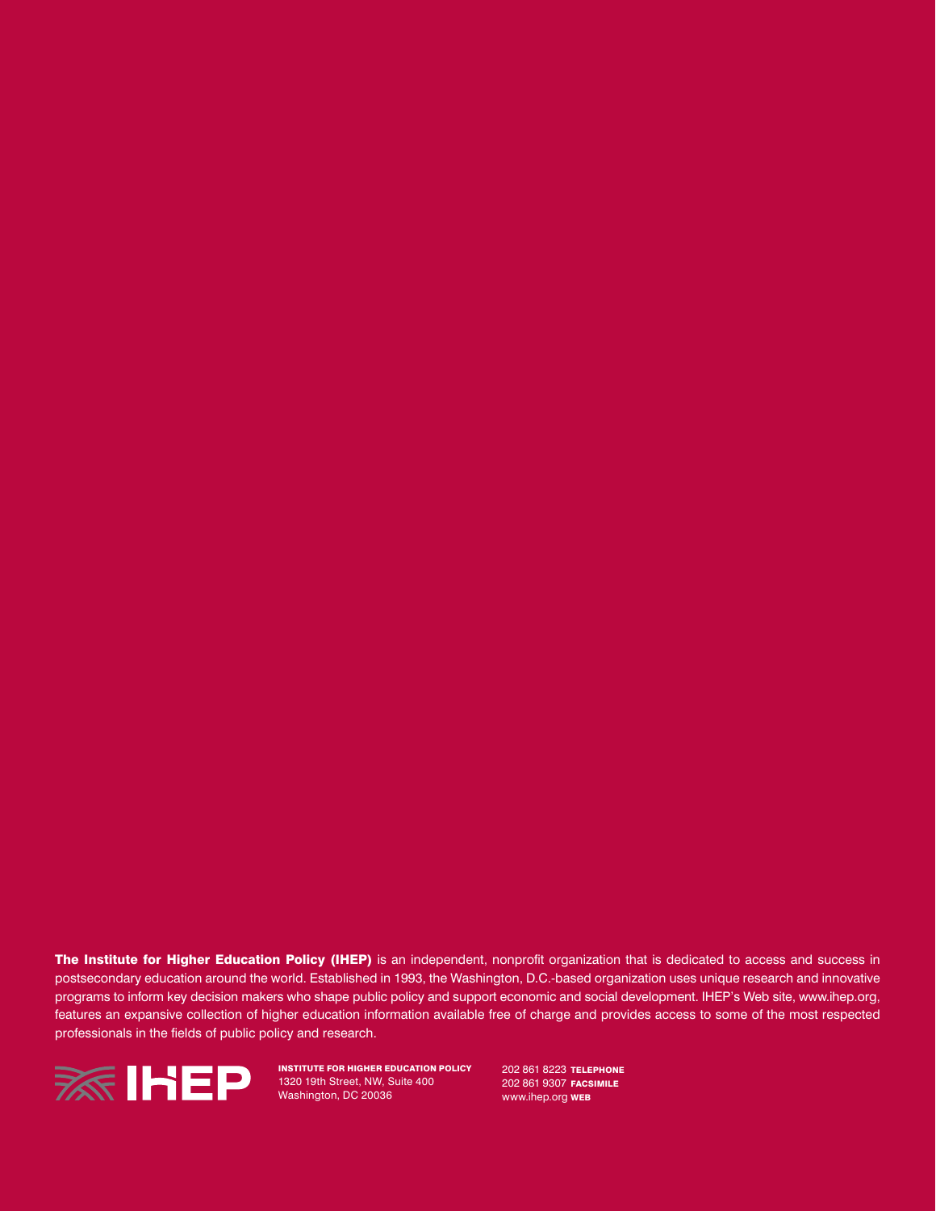**The Institute for Higher Education Policy (IHEP)** is an independent, nonprofit organization that is dedicated to access and success in postsecondary education around the world. Established in 1993, the Washington, D.C.-based organization uses unique research and innovative programs to inform key decision makers who shape public policy and support economic and social development. IHEP's Web site, www.ihep.org, features an expansive collection of higher education information available free of charge and provides access to some of the most respected professionals in the fields of public policy and research.

IHEP

**INSTITUTE FOR HIGHER EDUCATION POLICY**
1320 19th Street, NW, Suite 400
Washington, DC 20036

202 861 8223 **TELEPHONE**
202 861 9307 **FACSIMILE**
www.ihep.org **WEB**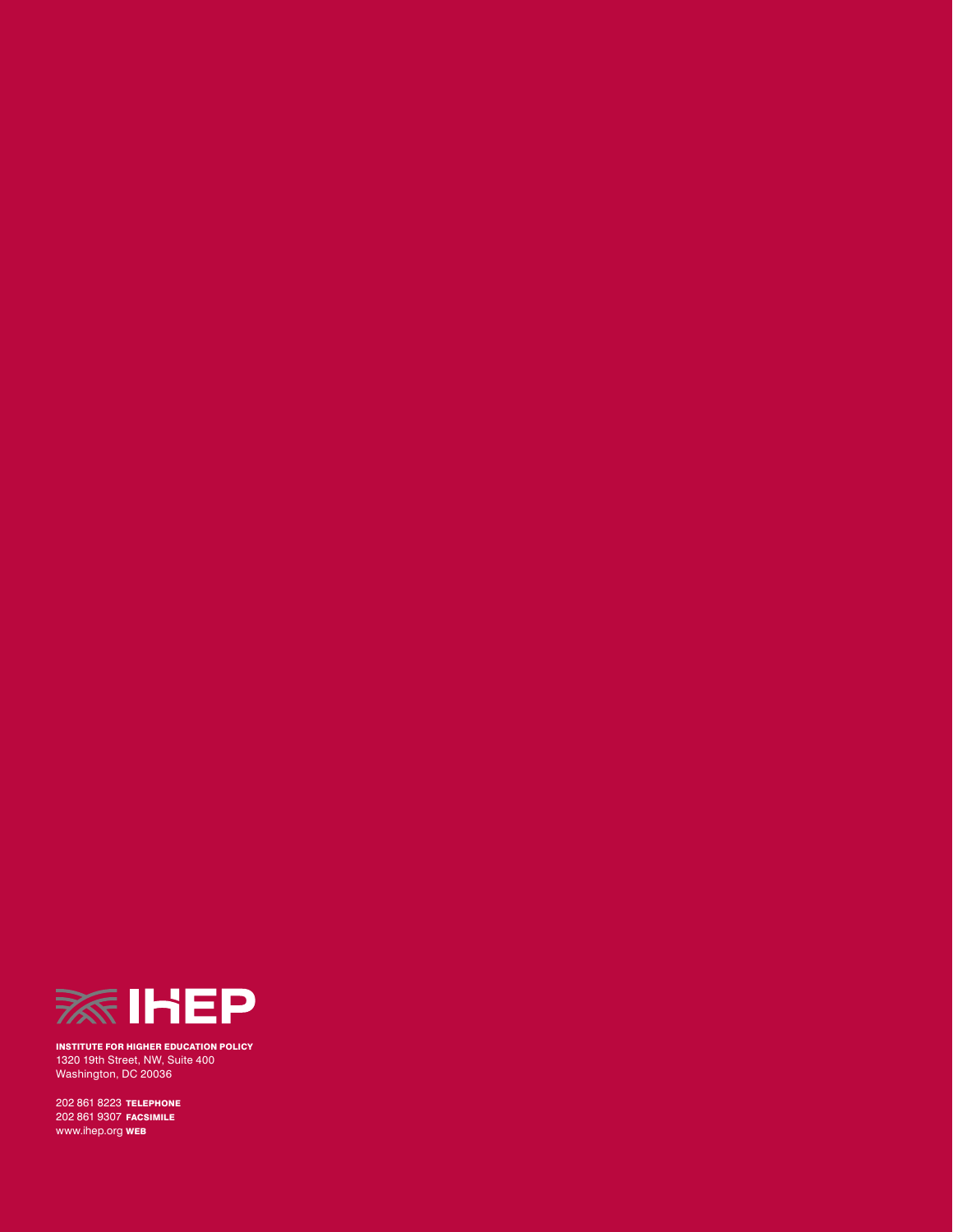IHEP

**INSTITUTE FOR HIGHER EDUCATION POLICY**
1320 19th Street, NW, Suite 400
Washington, DC 20036

202 861 8223 **TELEPHONE**
202 861 9307 **FACSIMILE**
www.ihep.org **WEB**